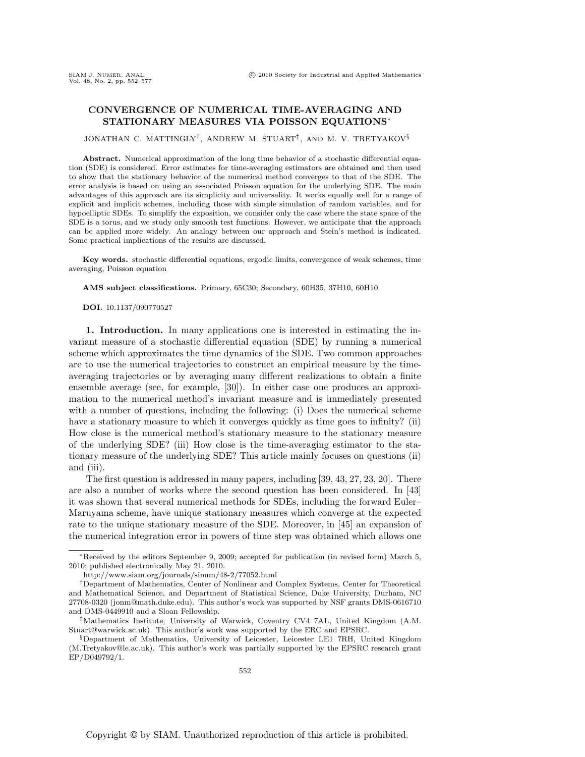# CONVERGENCE OF NUMERICAL TIME-AVERAGING AND STATIONARY MEASURES VIA POISSON EQUATIONS*

JONATHAN C. MATTINGLY†, ANDREW M. STUART‡, AND M. V. TRETYAKOV§

**Abstract.** Numerical approximation of the long time behavior of a stochastic differential equation (SDE) is considered. Error estimates for time-averaging estimators are obtained and then used to show that the stationary behavior of the numerical method converges to that of the SDE. The error analysis is based on using an associated Poisson equation for the underlying SDE. The main advantages of this approach are its simplicity and universality. It works equally well for a range of explicit and implicit schemes, including those with simple simulation of random variables, and for hypoelliptic SDEs. To simplify the exposition, we consider only the case where the state space of the SDE is a torus, and we study only smooth test functions. However, we anticipate that the approach can be applied more widely. An analogy between our approach and Stein's method is indicated. Some practical implications of the results are discussed.

**Key words.** stochastic differential equations, ergodic limits, convergence of weak schemes, time averaging, Poisson equation

**AMS subject classifications.** Primary, 65C30; Secondary, 60H35, 37H10, 60H10

**DOI.** 10.1137/090770527

## 1. Introduction.

In many applications one is interested in estimating the invariant measure of a stochastic differential equation (SDE) by running a numerical scheme which approximates the time dynamics of the SDE. Two common approaches are to use the numerical trajectories to construct an empirical measure by the time-averaging trajectories or by averaging many different realizations to obtain a finite ensemble average (see, for example, [30]). In either case one produces an approximation to the numerical method's invariant measure and is immediately presented with a number of questions, including the following: (i) Does the numerical scheme have a stationary measure to which it converges quickly as time goes to infinity? (ii) How close is the numerical method's stationary measure to the stationary measure of the underlying SDE? (iii) How close is the time-averaging estimator to the stationary measure of the underlying SDE? This article mainly focuses on questions (ii) and (iii).

The first question is addressed in many papers, including [39, 43, 27, 23, 20]. There are also a number of works where the second question has been considered. In [43] it was shown that several numerical methods for SDEs, including the forward Euler–Maruyama scheme, have unique stationary measures which converge at the expected rate to the unique stationary measure of the SDE. Moreover, in [45] an expansion of the numerical integration error in powers of time step was obtained which allows one

---

*Received by the editors September 9, 2009; accepted for publication (in revised form) March 5, 2010; published electronically May 21, 2010.
http://www.siam.org/journals/sinum/48-2/77052.html

†Department of Mathematics, Center of Nonlinear and Complex Systems, Center for Theoretical and Mathematical Science, and Department of Statistical Science, Duke University, Durham, NC 27708-0320 (jonm@math.duke.edu). This author's work was supported by NSF grants DMS-0616710 and DMS-0449910 and a Sloan Fellowship.

‡Mathematics Institute, University of Warwick, Coventry CV4 7AL, United Kingdom (A.M.Stuart@warwick.ac.uk). This author's work was supported by the ERC and EPSRC.

§Department of Mathematics, University of Leicester, Leicester LE1 7RH, United Kingdom (M.Tretyakov@le.ac.uk). This author's work was partially supported by the EPSRC research grant EP/D049792/1.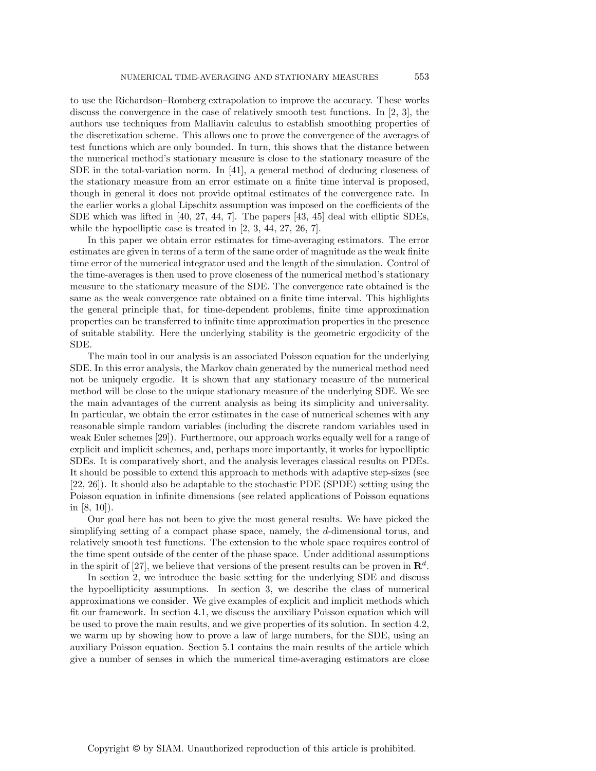to use the Richardson–Romberg extrapolation to improve the accuracy. These works discuss the convergence in the case of relatively smooth test functions. In [2, 3], the authors use techniques from Malliavin calculus to establish smoothing properties of the discretization scheme. This allows one to prove the convergence of the averages of test functions which are only bounded. In turn, this shows that the distance between the numerical method's stationary measure is close to the stationary measure of the SDE in the total-variation norm. In [41], a general method of deducing closeness of the stationary measure from an error estimate on a finite time interval is proposed, though in general it does not provide optimal estimates of the convergence rate. In the earlier works a global Lipschitz assumption was imposed on the coefficients of the SDE which was lifted in [40, 27, 44, 7]. The papers [43, 45] deal with elliptic SDEs, while the hypoelliptic case is treated in [2, 3, 44, 27, 26, 7].

In this paper we obtain error estimates for time-averaging estimators. The error estimates are given in terms of a term of the same order of magnitude as the weak finite time error of the numerical integrator used and the length of the simulation. Control of the time-averages is then used to prove closeness of the numerical method's stationary measure to the stationary measure of the SDE. The convergence rate obtained is the same as the weak convergence rate obtained on a finite time interval. This highlights the general principle that, for time-dependent problems, finite time approximation properties can be transferred to infinite time approximation properties in the presence of suitable stability. Here the underlying stability is the geometric ergodicity of the SDE.

The main tool in our analysis is an associated Poisson equation for the underlying SDE. In this error analysis, the Markov chain generated by the numerical method need not be uniquely ergodic. It is shown that any stationary measure of the numerical method will be close to the unique stationary measure of the underlying SDE. We see the main advantages of the current analysis as being its simplicity and universality. In particular, we obtain the error estimates in the case of numerical schemes with any reasonable simple random variables (including the discrete random variables used in weak Euler schemes [29]). Furthermore, our approach works equally well for a range of explicit and implicit schemes, and, perhaps more importantly, it works for hypoelliptic SDEs. It is comparatively short, and the analysis leverages classical results on PDEs. It should be possible to extend this approach to methods with adaptive step-sizes (see [22, 26]). It should also be adaptable to the stochastic PDE (SPDE) setting using the Poisson equation in infinite dimensions (see related applications of Poisson equations in [8, 10]).

Our goal here has not been to give the most general results. We have picked the simplifying setting of a compact phase space, namely, the $d$-dimensional torus, and relatively smooth test functions. The extension to the whole space requires control of the time spent outside of the center of the phase space. Under additional assumptions in the spirit of [27], we believe that versions of the present results can be proven in $\mathbf{R}^d$.

In section 2, we introduce the basic setting for the underlying SDE and discuss the hypoellipticity assumptions. In section 3, we describe the class of numerical approximations we consider. We give examples of explicit and implicit methods which fit our framework. In section 4.1, we discuss the auxiliary Poisson equation which will be used to prove the main results, and we give properties of its solution. In section 4.2, we warm up by showing how to prove a law of large numbers, for the SDE, using an auxiliary Poisson equation. Section 5.1 contains the main results of the article which give a number of senses in which the numerical time-averaging estimators are close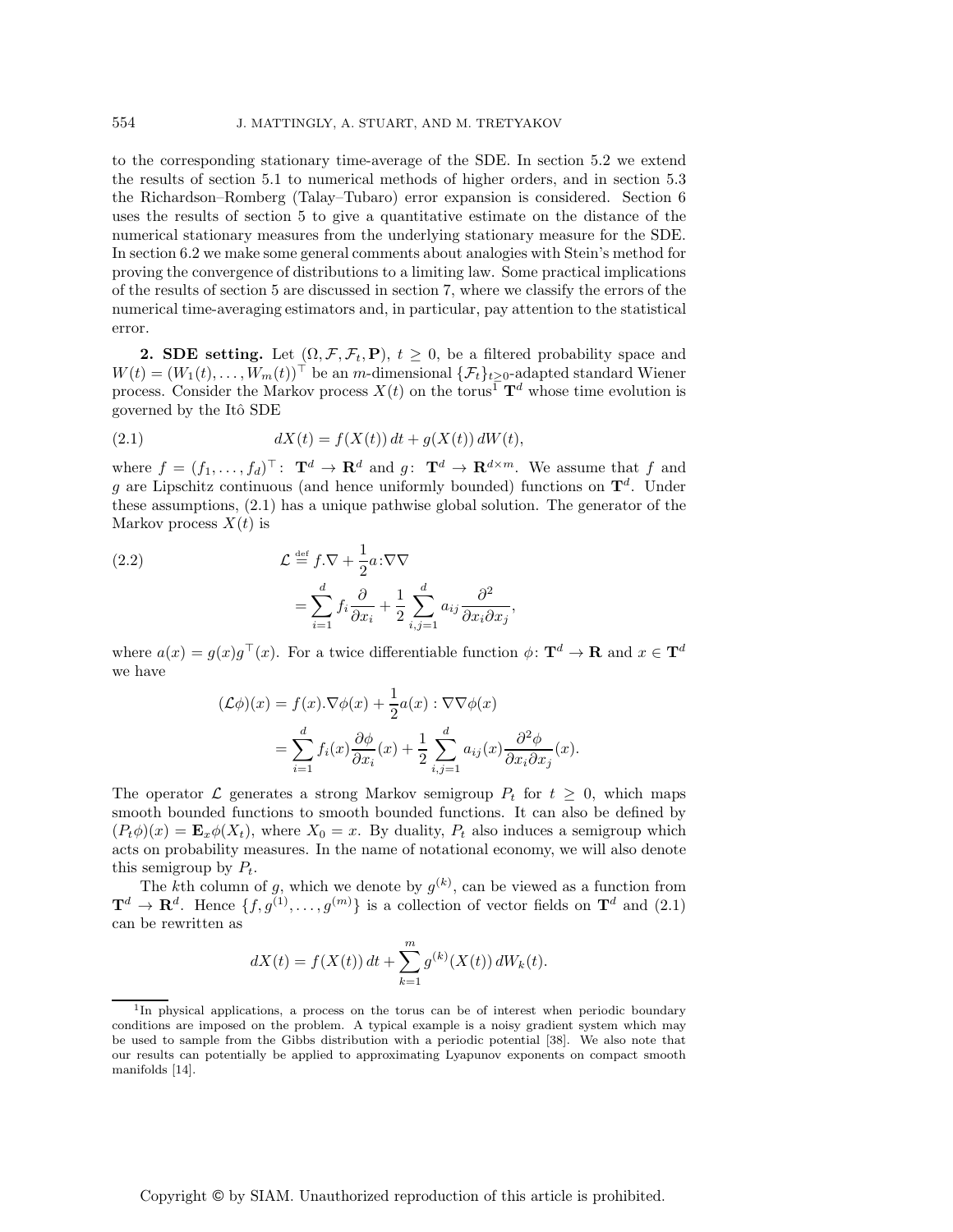to the corresponding stationary time-average of the SDE. In section 5.2 we extend the results of section 5.1 to numerical methods of higher orders, and in section 5.3 the Richardson–Romberg (Talay–Tubaro) error expansion is considered. Section 6 uses the results of section 5 to give a quantitative estimate on the distance of the numerical stationary measures from the underlying stationary measure for the SDE. In section 6.2 we make some general comments about analogies with Stein's method for proving the convergence of distributions to a limiting law. Some practical implications of the results of section 5 are discussed in section 7, where we classify the errors of the numerical time-averaging estimators and, in particular, pay attention to the statistical error.

## 2. SDE setting.

Let $(\Omega, \mathcal{F}, \mathcal{F}_t, \mathbf{P})$, $t \geq 0$, be a filtered probability space and $W(t) = (W_1(t), \ldots, W_m(t))^\top$ be an $m$-dimensional $\{\mathcal{F}_t\}_{t\geq 0}$-adapted standard Wiener process. Consider the Markov process $X(t)$ on the torus[1] $\mathbf{T}^d$ whose time evolution is governed by the Itô SDE

$$dX(t) = f(X(t))\,dt + g(X(t))\,dW(t), \tag{2.1}$$

where $f = (f_1, \ldots, f_d)^\top \colon\ \mathbf{T}^d \to \mathbf{R}^d$ and $g\colon\ \mathbf{T}^d \to \mathbf{R}^{d\times m}$. We assume that $f$ and $g$ are Lipschitz continuous (and hence uniformly bounded) functions on $\mathbf{T}^d$. Under these assumptions, (2.1) has a unique pathwise global solution. The generator of the Markov process $X(t)$ is

$$\begin{aligned}
\mathcal{L} &\stackrel{\text{def}}{=} f.\nabla + \frac{1}{2}a{:}\nabla\nabla \\
&= \sum_{i=1}^{d} f_i \frac{\partial}{\partial x_i} + \frac{1}{2}\sum_{i,j=1}^{d} a_{ij}\frac{\partial^2}{\partial x_i \partial x_j},
\end{aligned} \tag{2.2}$$

where $a(x) = g(x)g^\top(x)$. For a twice differentiable function $\phi\colon\ \mathbf{T}^d \to \mathbf{R}$ and $x \in \mathbf{T}^d$ we have

$$\begin{aligned}
(\mathcal{L}\phi)(x) &= f(x).\nabla\phi(x) + \frac{1}{2}a(x) : \nabla\nabla\phi(x) \\
&= \sum_{i=1}^{d} f_i(x)\frac{\partial \phi}{\partial x_i}(x) + \frac{1}{2}\sum_{i,j=1}^{d} a_{ij}(x)\frac{\partial^2 \phi}{\partial x_i \partial x_j}(x).
\end{aligned}$$

The operator $\mathcal{L}$ generates a strong Markov semigroup $P_t$ for $t \geq 0$, which maps smooth bounded functions to smooth bounded functions. It can also be defined by $(P_t\phi)(x) = \mathbf{E}_x\phi(X_t)$, where $X_0 = x$. By duality, $P_t$ also induces a semigroup which acts on probability measures. In the name of notational economy, we will also denote this semigroup by $P_t$.

The $k$th column of $g$, which we denote by $g^{(k)}$, can be viewed as a function from $\mathbf{T}^d \to \mathbf{R}^d$. Hence $\{f, g^{(1)}, \ldots, g^{(m)}\}$ is a collection of vector fields on $\mathbf{T}^d$ and (2.1) can be rewritten as

$$dX(t) = f(X(t))\,dt + \sum_{k=1}^{m} g^{(k)}(X(t))\,dW_k(t).$$

---

[1] In physical applications, a process on the torus can be of interest when periodic boundary conditions are imposed on the problem. A typical example is a noisy gradient system which may be used to sample from the Gibbs distribution with a periodic potential [38]. We also note that our results can potentially be applied to approximating Lyapunov exponents on compact smooth manifolds [14].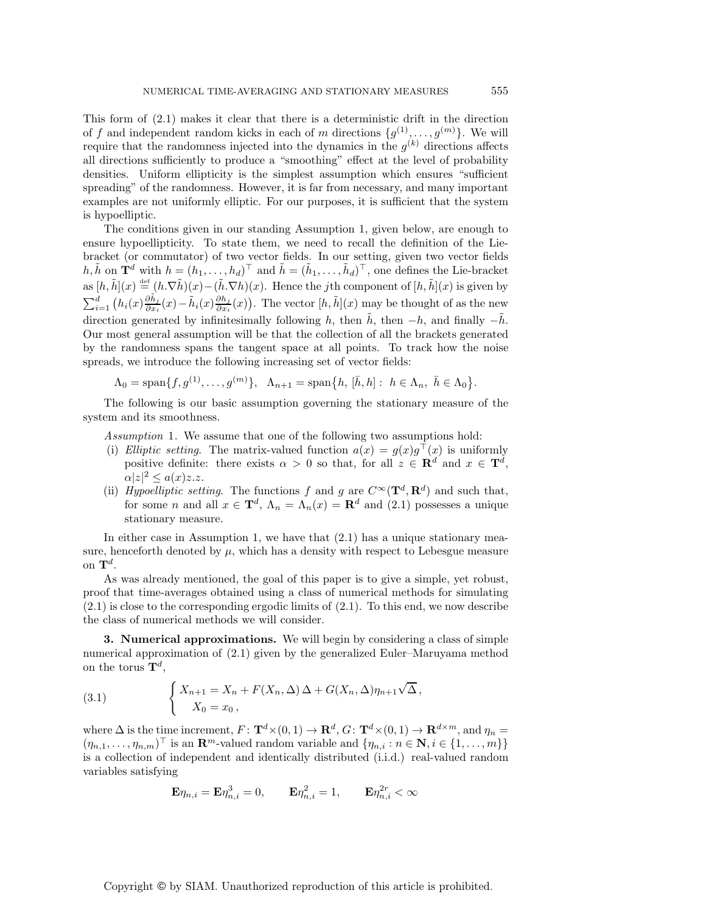This form of (2.1) makes it clear that there is a deterministic drift in the direction of $f$ and independent random kicks in each of $m$ directions $\{g^{(1)}, \dots, g^{(m)}\}$. We will require that the randomness injected into the dynamics in the $g^{(k)}$ directions affects all directions sufficiently to produce a "smoothing" effect at the level of probability densities. Uniform ellipticity is the simplest assumption which ensures "sufficient spreading" of the randomness. However, it is far from necessary, and many important examples are not uniformly elliptic. For our purposes, it is sufficient that the system is hypoelliptic.

The conditions given in our standing Assumption 1, given below, are enough to ensure hypoellipticity. To state them, we need to recall the definition of the Lie-bracket (or commutator) of two vector fields. In our setting, given two vector fields $h, \tilde{h}$ on $\mathbf{T}^d$ with $h = (h_1, \dots, h_d)^\top$ and $\tilde{h} = (\tilde{h}_1, \dots, \tilde{h}_d)^\top$, one defines the Lie-bracket as $[h, \tilde{h}](x) \stackrel{\text{def}}{=} (h.\nabla\tilde{h})(x) - (\tilde{h}.\nabla h)(x)$. Hence the $j$th component of $[h, \tilde{h}](x)$ is given by $\sum_{i=1}^d \big(h_i(x)\frac{\partial \tilde{h}_j}{\partial x_i}(x) - \tilde{h}_i(x)\frac{\partial h_j}{\partial x_i}(x)\big)$. The vector $[h, \tilde{h}](x)$ may be thought of as the new direction generated by infinitesimally following $h$, then $\tilde{h}$, then $-h$, and finally $-\tilde{h}$. Our most general assumption will be that the collection of all the brackets generated by the randomness spans the tangent space at all points. To track how the noise spreads, we introduce the following increasing set of vector fields:

$$\Lambda_0 = \operatorname{span}\{f, g^{(1)}, \dots, g^{(m)}\}, \quad \Lambda_{n+1} = \operatorname{span}\big\{h, [\bar{h}, h] : \ h \in \Lambda_n, \ \bar{h} \in \Lambda_0\big\}.$$

The following is our basic assumption governing the stationary measure of the system and its smoothness.

*Assumption* 1. We assume that one of the following two assumptions hold:

(i) *Elliptic setting*. The matrix-valued function $a(x) = g(x)g^\top(x)$ is uniformly positive definite: there exists $\alpha > 0$ so that, for all $z \in \mathbf{R}^d$ and $x \in \mathbf{T}^d$, $\alpha|z|^2 \leq a(x)z.z$.

(ii) *Hypoelliptic setting*. The functions $f$ and $g$ are $C^\infty(\mathbf{T}^d, \mathbf{R}^d)$ and such that, for some $n$ and all $x \in \mathbf{T}^d$, $\Lambda_n = \Lambda_n(x) = \mathbf{R}^d$ and (2.1) possesses a unique stationary measure.

In either case in Assumption 1, we have that (2.1) has a unique stationary measure, henceforth denoted by $\mu$, which has a density with respect to Lebesgue measure on $\mathbf{T}^d$.

As was already mentioned, the goal of this paper is to give a simple, yet robust, proof that time-averages obtained using a class of numerical methods for simulating (2.1) is close to the corresponding ergodic limits of (2.1). To this end, we now describe the class of numerical methods we will consider.

## 3. Numerical approximations.

We will begin by considering a class of simple numerical approximation of (2.1) given by the generalized Euler–Maruyama method on the torus $\mathbf{T}^d$,

$$\begin{cases} X_{n+1} = X_n + F(X_n, \Delta)\,\Delta + G(X_n, \Delta)\eta_{n+1}\sqrt{\Delta}\,, \\ \quad X_0 = x_0\,, \end{cases} \tag{3.1}$$

where $\Delta$ is the time increment, $F \colon \mathbf{T}^d \times (0,1) \to \mathbf{R}^d$, $G \colon \mathbf{T}^d \times (0,1) \to \mathbf{R}^{d\times m}$, and $\eta_n = (\eta_{n,1}, \dots, \eta_{n,m})^\top$ is an $\mathbf{R}^m$-valued random variable and $\{\eta_{n,i} : n \in \mathbf{N}, i \in \{1, \dots, m\}\}$ is a collection of independent and identically distributed (i.i.d.) real-valued random variables satisfying

$$\mathbf{E}\eta_{n,i} = \mathbf{E}\eta_{n,i}^3 = 0, \qquad \mathbf{E}\eta_{n,i}^2 = 1, \qquad \mathbf{E}\eta_{n,i}^{2r} < \infty$$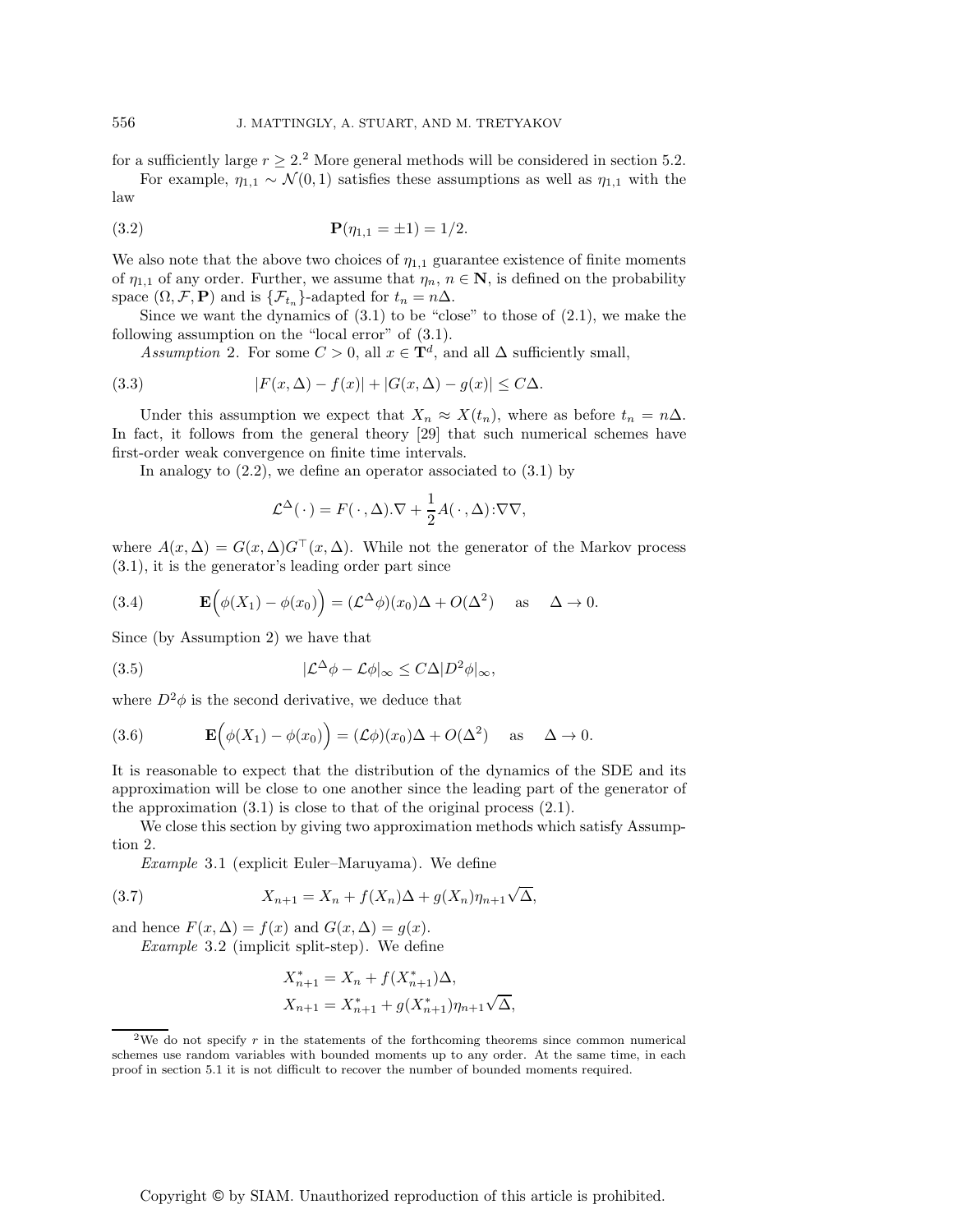for a sufficiently large $r \geq 2$.[2] More general methods will be considered in section 5.2.

For example, $\eta_{1,1} \sim \mathcal{N}(0,1)$ satisfies these assumptions as well as $\eta_{1,1}$ with the law

$$\mathbf{P}(\eta_{1,1} = \pm 1) = 1/2. \tag{3.2}$$

We also note that the above two choices of $\eta_{1,1}$ guarantee existence of finite moments of $\eta_{1,1}$ of any order. Further, we assume that $\eta_n$, $n \in \mathbf{N}$, is defined on the probability space $(\Omega, \mathcal{F}, \mathbf{P})$ and is $\{\mathcal{F}_{t_n}\}$-adapted for $t_n = n\Delta$.

Since we want the dynamics of (3.1) to be "close" to those of (2.1), we make the following assumption on the "local error" of (3.1).

*Assumption* 2. For some $C > 0$, all $x \in \mathbf{T}^d$, and all $\Delta$ sufficiently small,

$$|F(x,\Delta) - f(x)| + |G(x,\Delta) - g(x)| \leq C\Delta. \tag{3.3}$$

Under this assumption we expect that $X_n \approx X(t_n)$, where as before $t_n = n\Delta$. In fact, it follows from the general theory [29] that such numerical schemes have first-order weak convergence on finite time intervals.

In analogy to (2.2), we define an operator associated to (3.1) by

$$\mathcal{L}^{\Delta}(\,\cdot\,) = F(\,\cdot\,,\Delta).\nabla + \frac{1}{2}A(\,\cdot\,,\Delta):\nabla\nabla,$$

where $A(x,\Delta) = G(x,\Delta)G^{\top}(x,\Delta)$. While not the generator of the Markov process (3.1), it is the generator's leading order part since

$$\mathbf{E}\Big(\phi(X_1) - \phi(x_0)\Big) = (\mathcal{L}^{\Delta}\phi)(x_0)\Delta + O(\Delta^2) \quad \text{as} \quad \Delta \to 0. \tag{3.4}$$

Since (by Assumption 2) we have that

$$|\mathcal{L}^{\Delta}\phi - \mathcal{L}\phi|_{\infty} \leq C\Delta |D^2\phi|_{\infty}, \tag{3.5}$$

where $D^2\phi$ is the second derivative, we deduce that

$$\mathbf{E}\Big(\phi(X_1) - \phi(x_0)\Big) = (\mathcal{L}\phi)(x_0)\Delta + O(\Delta^2) \quad \text{as} \quad \Delta \to 0. \tag{3.6}$$

It is reasonable to expect that the distribution of the dynamics of the SDE and its approximation will be close to one another since the leading part of the generator of the approximation (3.1) is close to that of the original process (2.1).

We close this section by giving two approximation methods which satisfy Assumption 2.

*Example* 3.1 (explicit Euler–Maruyama). We define

$$X_{n+1} = X_n + f(X_n)\Delta + g(X_n)\eta_{n+1}\sqrt{\Delta}, \tag{3.7}$$

and hence $F(x,\Delta) = f(x)$ and $G(x,\Delta) = g(x)$.

*Example* 3.2 (implicit split-step). We define

$$\begin{aligned}
X^*_{n+1} &= X_n + f(X^*_{n+1})\Delta, \\
X_{n+1} &= X^*_{n+1} + g(X^*_{n+1})\eta_{n+1}\sqrt{\Delta},
\end{aligned}$$

[2] We do not specify $r$ in the statements of the forthcoming theorems since common numerical schemes use random variables with bounded moments up to any order. At the same time, in each proof in section 5.1 it is not difficult to recover the number of bounded moments required.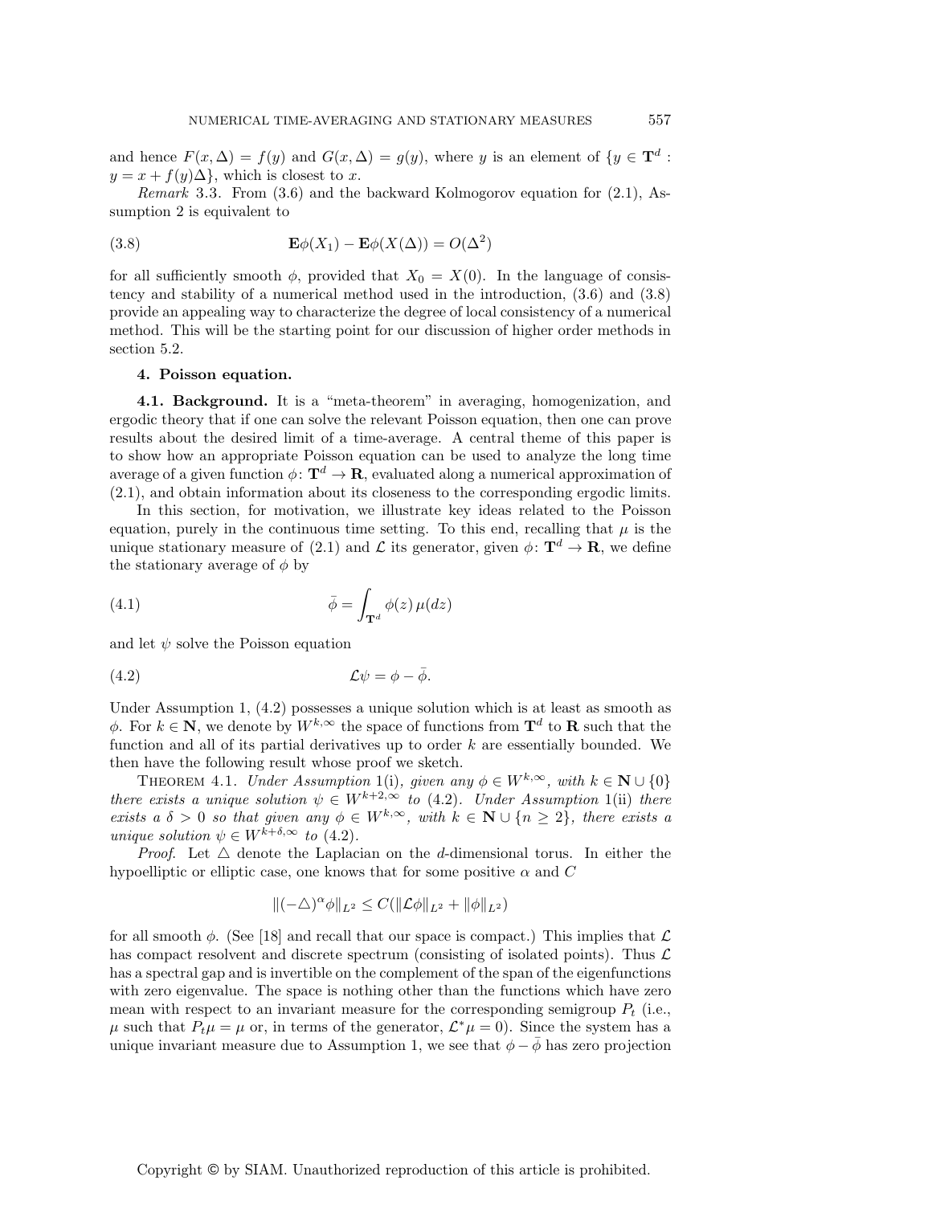and hence $F(x, \Delta) = f(y)$ and $G(x, \Delta) = g(y)$, where $y$ is an element of $\{y \in \mathbf{T}^d : y = x + f(y)\Delta\}$, which is closest to $x$.

*Remark* 3.3. From (3.6) and the backward Kolmogorov equation for (2.1), Assumption 2 is equivalent to

$$\mathbf{E}\phi(X_1) - \mathbf{E}\phi(X(\Delta)) = O(\Delta^2) \tag{3.8}$$

for all sufficiently smooth $\phi$, provided that $X_0 = X(0)$. In the language of consistency and stability of a numerical method used in the introduction, (3.6) and (3.8) provide an appealing way to characterize the degree of local consistency of a numerical method. This will be the starting point for our discussion of higher order methods in section 5.2.

## 4. Poisson equation.

**4.1. Background.** It is a "meta-theorem" in averaging, homogenization, and ergodic theory that if one can solve the relevant Poisson equation, then one can prove results about the desired limit of a time-average. A central theme of this paper is to show how an appropriate Poisson equation can be used to analyze the long time average of a given function $\phi\colon \mathbf{T}^d \to \mathbf{R}$, evaluated along a numerical approximation of (2.1), and obtain information about its closeness to the corresponding ergodic limits.

In this section, for motivation, we illustrate key ideas related to the Poisson equation, purely in the continuous time setting. To this end, recalling that $\mu$ is the unique stationary measure of (2.1) and $\mathcal{L}$ its generator, given $\phi\colon \mathbf{T}^d \to \mathbf{R}$, we define the stationary average of $\phi$ by

$$\bar{\phi} = \int_{\mathbf{T}^d} \phi(z)\,\mu(dz) \tag{4.1}$$

and let $\psi$ solve the Poisson equation

$$\mathcal{L}\psi = \phi - \bar{\phi}. \tag{4.2}$$

Under Assumption 1, (4.2) possesses a unique solution which is at least as smooth as $\phi$. For $k \in \mathbf{N}$, we denote by $W^{k,\infty}$ the space of functions from $\mathbf{T}^d$ to $\mathbf{R}$ such that the function and all of its partial derivatives up to order $k$ are essentially bounded. We then have the following result whose proof we sketch.

THEOREM 4.1. *Under Assumption* 1(i)*, given any* $\phi \in W^{k,\infty}$*, with* $k \in \mathbf{N} \cup \{0\}$ *there exists a unique solution* $\psi \in W^{k+2,\infty}$ *to* (4.2)*. Under Assumption* 1(ii) *there exists a* $\delta > 0$ *so that given any* $\phi \in W^{k,\infty}$*, with* $k \in \mathbf{N} \cup \{n \geq 2\}$*, there exists a unique solution* $\psi \in W^{k+\delta,\infty}$ *to* (4.2)*.*

*Proof.* Let $\triangle$ denote the Laplacian on the $d$-dimensional torus. In either the hypoelliptic or elliptic case, one knows that for some positive $\alpha$ and $C$

$$\|(-\triangle)^{\alpha}\phi\|_{L^2} \leq C(\|\mathcal{L}\phi\|_{L^2} + \|\phi\|_{L^2})$$

for all smooth $\phi$. (See [18] and recall that our space is compact.) This implies that $\mathcal{L}$ has compact resolvent and discrete spectrum (consisting of isolated points). Thus $\mathcal{L}$ has a spectral gap and is invertible on the complement of the span of the eigenfunctions with zero eigenvalue. The space is nothing other than the functions which have zero mean with respect to an invariant measure for the corresponding semigroup $P_t$ (i.e., $\mu$ such that $P_t\mu = \mu$ or, in terms of the generator, $\mathcal{L}^*\mu = 0$). Since the system has a unique invariant measure due to Assumption 1, we see that $\phi - \bar{\phi}$ has zero projection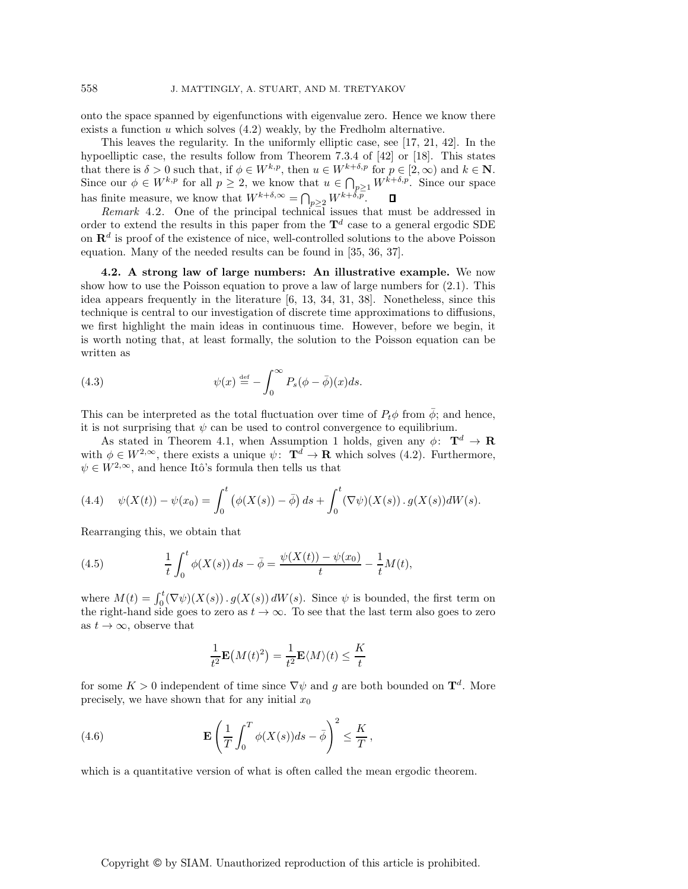onto the space spanned by eigenfunctions with eigenvalue zero. Hence we know there exists a function $u$ which solves (4.2) weakly, by the Fredholm alternative.

This leaves the regularity. In the uniformly elliptic case, see [17, 21, 42]. In the hypoelliptic case, the results follow from Theorem 7.3.4 of [42] or [18]. This states that there is $\delta > 0$ such that, if $\phi \in W^{k,p}$, then $u \in W^{k+\delta,p}$ for $p \in [2, \infty)$ and $k \in \mathbf{N}$. Since our $\phi \in W^{k,p}$ for all $p \geq 2$, we know that $u \in \bigcap_{p\geq 1} W^{k+\delta,p}$. Since our space has finite measure, we know that $W^{k+\delta,\infty} = \bigcap_{p\geq 2} W^{k+\delta,p}$. ∎

*Remark* 4.2. One of the principal technical issues that must be addressed in order to extend the results in this paper from the $\mathbf{T}^d$ case to a general ergodic SDE on $\mathbf{R}^d$ is proof of the existence of nice, well-controlled solutions to the above Poisson equation. Many of the needed results can be found in [35, 36, 37].

**4.2. A strong law of large numbers: An illustrative example.** We now show how to use the Poisson equation to prove a law of large numbers for (2.1). This idea appears frequently in the literature [6, 13, 34, 31, 38]. Nonetheless, since this technique is central to our investigation of discrete time approximations to diffusions, we first highlight the main ideas in continuous time. However, before we begin, it is worth noting that, at least formally, the solution to the Poisson equation can be written as

$$\psi(x) \stackrel{\text{def}}{=} -\int_0^\infty P_s(\phi - \bar{\phi})(x) ds. \tag{4.3}$$

This can be interpreted as the total fluctuation over time of $P_t\phi$ from $\bar{\phi}$; and hence, it is not surprising that $\psi$ can be used to control convergence to equilibrium.

As stated in Theorem 4.1, when Assumption 1 holds, given any $\phi\colon\ \mathbf{T}^d \to \mathbf{R}$ with $\phi \in W^{2,\infty}$, there exists a unique $\psi\colon\ \mathbf{T}^d \to \mathbf{R}$ which solves (4.2). Furthermore, $\psi \in W^{2,\infty}$, and hence Itô's formula then tells us that

$$\psi(X(t)) - \psi(x_0) = \int_0^t \big(\phi(X(s)) - \bar{\phi}\big)\, ds + \int_0^t (\nabla\psi)(X(s))\,.\, g(X(s)) dW(s). \tag{4.4}$$

Rearranging this, we obtain that

$$\frac{1}{t}\int_0^t \phi(X(s))\, ds - \bar{\phi} = \frac{\psi(X(t)) - \psi(x_0)}{t} - \frac{1}{t}M(t), \tag{4.5}$$

where $M(t) = \int_0^t (\nabla\psi)(X(s))\,.\, g(X(s))\, dW(s)$. Since $\psi$ is bounded, the first term on the right-hand side goes to zero as $t \to \infty$. To see that the last term also goes to zero as $t \to \infty$, observe that

$$\frac{1}{t^2}\mathbf{E}\big(M(t)^2\big) = \frac{1}{t^2}\mathbf{E}\langle M\rangle(t) \leq \frac{K}{t}$$

for some $K > 0$ independent of time since $\nabla\psi$ and $g$ are both bounded on $\mathbf{T}^d$. More precisely, we have shown that for any initial $x_0$

$$\mathbf{E}\left(\frac{1}{T}\int_0^T \phi(X(s))ds - \bar{\phi}\right)^2 \leq \frac{K}{T}\,, \tag{4.6}$$

which is a quantitative version of what is often called the mean ergodic theorem.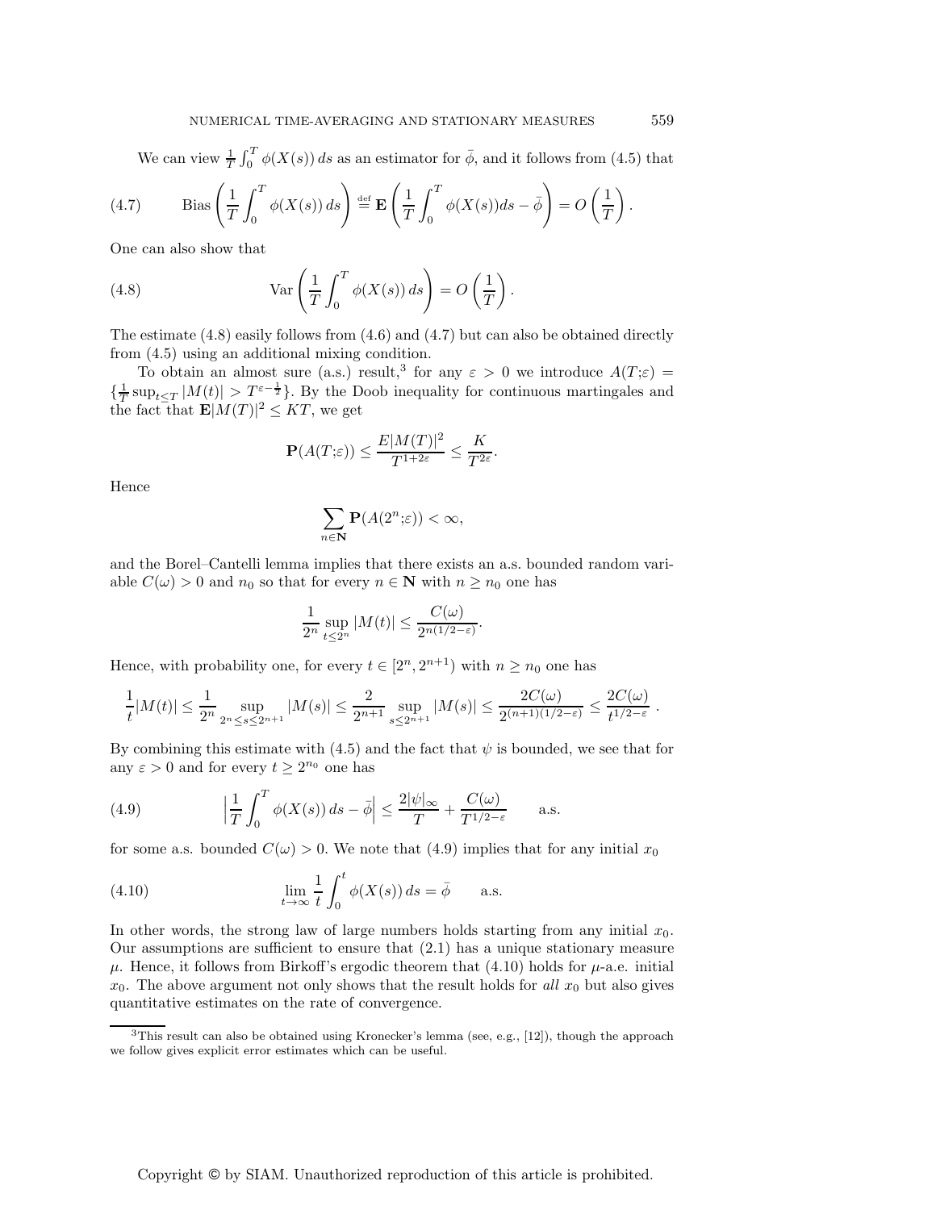We can view $\frac{1}{T}\int_0^T \phi(X(s))\,ds$ as an estimator for $\bar{\phi}$, and it follows from (4.5) that

$$\text{Bias}\left(\frac{1}{T}\int_0^T \phi(X(s))\,ds\right) \overset{\text{def}}{=} \mathbf{E}\left(\frac{1}{T}\int_0^T \phi(X(s))ds - \bar{\phi}\right) = O\left(\frac{1}{T}\right). \tag{4.7}$$

One can also show that

$$\text{Var}\left(\frac{1}{T}\int_0^T \phi(X(s))\,ds\right) = O\left(\frac{1}{T}\right). \tag{4.8}$$

The estimate (4.8) easily follows from (4.6) and (4.7) but can also be obtained directly from (4.5) using an additional mixing condition.

To obtain an almost sure (a.s.) result,[3] for any $\varepsilon > 0$ we introduce $A(T;\varepsilon) = \{\frac{1}{T}\sup_{t\le T}|M(t)| > T^{\varepsilon-\frac{1}{2}}\}$. By the Doob inequality for continuous martingales and the fact that $\mathbf{E}|M(T)|^2 \le KT$, we get

$$\mathbf{P}(A(T;\varepsilon)) \le \frac{E|M(T)|^2}{T^{1+2\varepsilon}} \le \frac{K}{T^{2\varepsilon}}.$$

Hence

$$\sum_{n\in\mathbf{N}} \mathbf{P}(A(2^n;\varepsilon)) < \infty,$$

and the Borel–Cantelli lemma implies that there exists an a.s. bounded random variable $C(\omega) > 0$ and $n_0$ so that for every $n \in \mathbf{N}$ with $n \ge n_0$ one has

$$\frac{1}{2^n}\sup_{t\le 2^n}|M(t)| \le \frac{C(\omega)}{2^{n(1/2-\varepsilon)}}.$$

Hence, with probability one, for every $t \in [2^n, 2^{n+1})$ with $n \ge n_0$ one has

$$\frac{1}{t}|M(t)| \le \frac{1}{2^n}\sup_{2^n\le s\le 2^{n+1}}|M(s)| \le \frac{2}{2^{n+1}}\sup_{s\le 2^{n+1}}|M(s)| \le \frac{2C(\omega)}{2^{(n+1)(1/2-\varepsilon)}} \le \frac{2C(\omega)}{t^{1/2-\varepsilon}}\;.$$

By combining this estimate with (4.5) and the fact that $\psi$ is bounded, we see that for any $\varepsilon > 0$ and for every $t \ge 2^{n_0}$ one has

$$\Big|\frac{1}{T}\int_0^T \phi(X(s))\,ds - \bar{\phi}\Big| \le \frac{2|\psi|_\infty}{T} + \frac{C(\omega)}{T^{1/2-\varepsilon}} \qquad \text{a.s.} \tag{4.9}$$

for some a.s. bounded $C(\omega) > 0$. We note that (4.9) implies that for any initial $x_0$

$$\lim_{t\to\infty}\frac{1}{t}\int_0^t \phi(X(s))\,ds = \bar{\phi} \qquad \text{a.s.} \tag{4.10}$$

In other words, the strong law of large numbers holds starting from any initial $x_0$. Our assumptions are sufficient to ensure that (2.1) has a unique stationary measure $\mu$. Hence, it follows from Birkoff's ergodic theorem that (4.10) holds for $\mu$-a.e. initial $x_0$. The above argument not only shows that the result holds for *all* $x_0$ but also gives quantitative estimates on the rate of convergence.

[3] This result can also be obtained using Kronecker's lemma (see, e.g., [12]), though the approach we follow gives explicit error estimates which can be useful.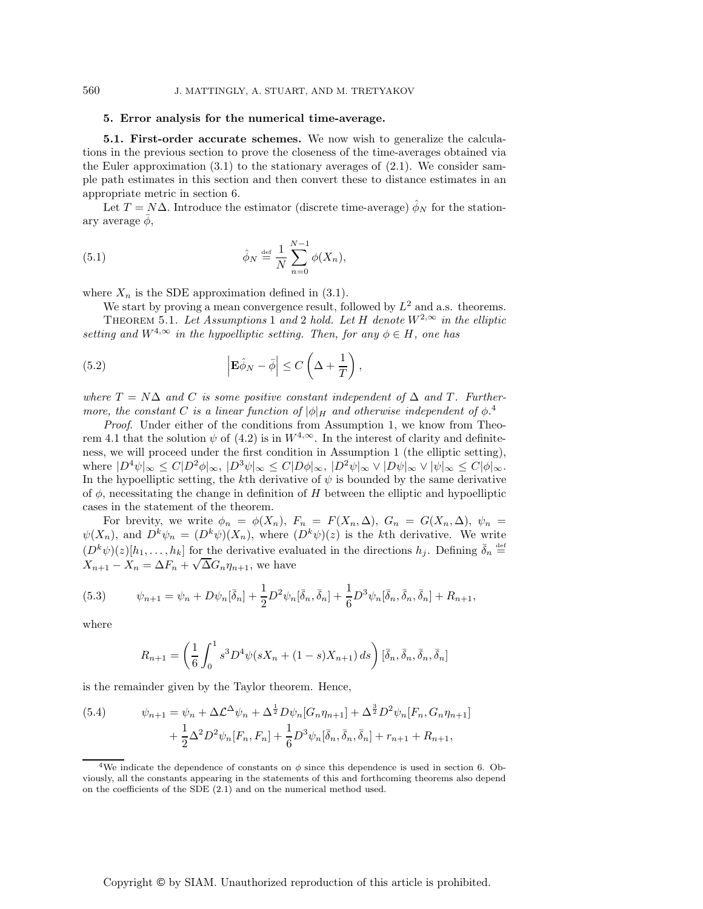## 5. Error analysis for the numerical time-average.

**5.1. First-order accurate schemes.** We now wish to generalize the calculations in the previous section to prove the closeness of the time-averages obtained via the Euler approximation (3.1) to the stationary averages of (2.1). We consider sample path estimates in this section and then convert these to distance estimates in an appropriate metric in section 6.

Let $T = N\Delta$. Introduce the estimator (discrete time-average) $\hat{\phi}_N$ for the stationary average $\bar{\phi}$,

$$\hat{\phi}_N \stackrel{\text{def}}{=} \frac{1}{N}\sum_{n=0}^{N-1} \phi(X_n), \tag{5.1}$$

where $X_n$ is the SDE approximation defined in (3.1).

We start by proving a mean convergence result, followed by $L^2$ and a.s. theorems.

THEOREM 5.1. *Let Assumptions* 1 *and* 2 *hold. Let $H$ denote $W^{2,\infty}$ in the elliptic setting and $W^{4,\infty}$ in the hypoelliptic setting. Then, for any $\phi \in H$, one has*

$$\left|\mathbf{E}\hat{\phi}_N - \bar{\phi}\right| \le C\left(\Delta + \frac{1}{T}\right), \tag{5.2}$$

*where $T = N\Delta$ and $C$ is some positive constant independent of $\Delta$ and $T$. Furthermore, the constant $C$ is a linear function of $|\phi|_H$ and otherwise independent of $\phi$.*[4]

*Proof*. Under either of the conditions from Assumption 1, we know from Theorem 4.1 that the solution $\psi$ of (4.2) is in $W^{4,\infty}$. In the interest of clarity and definiteness, we will proceed under the first condition in Assumption 1 (the elliptic setting), where $|D^4\psi|_\infty \le C|D^2\phi|_\infty$, $|D^3\psi|_\infty \le C|D\phi|_\infty$, $|D^2\psi|_\infty \vee |D\psi|_\infty \vee |\psi|_\infty \le C|\phi|_\infty$. In the hypoelliptic setting, the $k$th derivative of $\psi$ is bounded by the same derivative of $\phi$, necessitating the change in definition of $H$ between the elliptic and hypoelliptic cases in the statement of the theorem.

For brevity, we write $\phi_n = \phi(X_n)$, $F_n = F(X_n, \Delta)$, $G_n = G(X_n, \Delta)$, $\psi_n = \psi(X_n)$, and $D^k\psi_n = (D^k\psi)(X_n)$, where $(D^k\psi)(z)$ is the $k$th derivative. We write $(D^k\psi)(z)[h_1, \ldots, h_k]$ for the derivative evaluated in the directions $h_j$. Defining $\bar{\delta}_n \stackrel{\text{def}}{=} X_{n+1} - X_n = \Delta F_n + \sqrt{\Delta}G_n\eta_{n+1}$, we have

$$\psi_{n+1} = \psi_n + D\psi_n[\bar{\delta}_n] + \frac{1}{2}D^2\psi_n[\bar{\delta}_n, \bar{\delta}_n] + \frac{1}{6}D^3\psi_n[\bar{\delta}_n, \bar{\delta}_n, \bar{\delta}_n] + R_{n+1}, \tag{5.3}$$

where

$$R_{n+1} = \left(\frac{1}{6}\int_0^1 s^3 D^4\psi(sX_n + (1-s)X_{n+1})\, ds\right)[\bar{\delta}_n, \bar{\delta}_n, \bar{\delta}_n, \bar{\delta}_n]$$

is the remainder given by the Taylor theorem. Hence,

$$\begin{aligned}\psi_{n+1} = \psi_n &+ \Delta\mathcal{L}^\Delta\psi_n + \Delta^{\frac{1}{2}}D\psi_n[G_n\eta_{n+1}] + \Delta^{\frac{3}{2}}D^2\psi_n[F_n, G_n\eta_{n+1}] \\ &+ \frac{1}{2}\Delta^2 D^2\psi_n[F_n, F_n] + \frac{1}{6}D^3\psi_n[\bar{\delta}_n, \bar{\delta}_n, \bar{\delta}_n] + r_{n+1} + R_{n+1},\end{aligned} \tag{5.4}$$

[4] We indicate the dependence of constants on $\phi$ since this dependence is used in section 6. Obviously, all the constants appearing in the statements of this and forthcoming theorems also depend on the coefficients of the SDE (2.1) and on the numerical method used.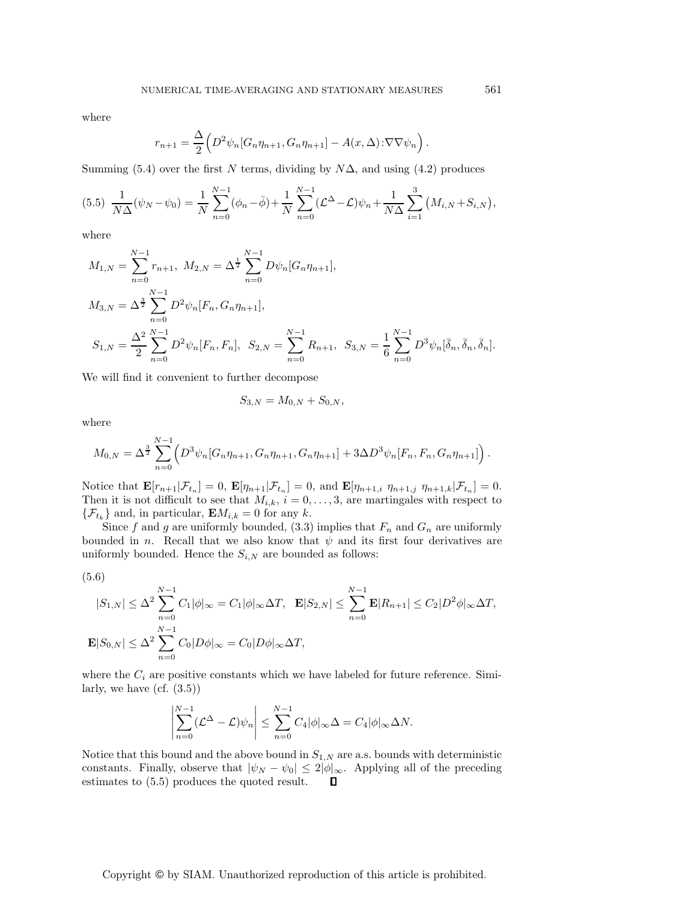where

$$r_{n+1} = \frac{\Delta}{2}\Big(D^2\psi_n[G_n\eta_{n+1}, G_n\eta_{n+1}] - A(x,\Delta){:}\nabla\nabla\psi_n\Big).$$

Summing (5.4) over the first $N$ terms, dividing by $N\Delta$, and using (4.2) produces

$$(5.5)\quad \frac{1}{N\Delta}(\psi_N - \psi_0) = \frac{1}{N}\sum_{n=0}^{N-1}(\phi_n - \bar{\phi}) + \frac{1}{N}\sum_{n=0}^{N-1}(\mathcal{L}^\Delta - \mathcal{L})\psi_n + \frac{1}{N\Delta}\sum_{i=1}^{3}\big(M_{i,N} + S_{i,N}\big),$$

where

$$M_{1,N} = \sum_{n=0}^{N-1} r_{n+1},\ \ M_{2,N} = \Delta^{\frac{1}{2}}\sum_{n=0}^{N-1} D\psi_n[G_n\eta_{n+1}],$$

$$M_{3,N} = \Delta^{\frac{3}{2}}\sum_{n=0}^{N-1} D^2\psi_n[F_n, G_n\eta_{n+1}],$$

$$S_{1,N} = \frac{\Delta^2}{2}\sum_{n=0}^{N-1} D^2\psi_n[F_n, F_n],\ \ S_{2,N} = \sum_{n=0}^{N-1} R_{n+1},\ \ S_{3,N} = \frac{1}{6}\sum_{n=0}^{N-1} D^3\psi_n[\bar{\delta}_n, \bar{\delta}_n, \bar{\delta}_n].$$

We will find it convenient to further decompose

$$S_{3,N} = M_{0,N} + S_{0,N},$$

where

$$M_{0,N} = \Delta^{\frac{3}{2}}\sum_{n=0}^{N-1}\Big(D^3\psi_n[G_n\eta_{n+1}, G_n\eta_{n+1}, G_n\eta_{n+1}] + 3\Delta D^3\psi_n[F_n, F_n, G_n\eta_{n+1}]\Big).$$

Notice that $\mathbf{E}[r_{n+1}|\mathcal{F}_{t_n}] = 0$, $\mathbf{E}[\eta_{n+1}|\mathcal{F}_{t_n}] = 0$, and $\mathbf{E}[\eta_{n+1,i}\ \eta_{n+1,j}\ \eta_{n+1,k}|\mathcal{F}_{t_n}] = 0$. Then it is not difficult to see that $M_{i,k}$, $i = 0, \ldots, 3$, are martingales with respect to $\{\mathcal{F}_{t_k}\}$ and, in particular, $\mathbf{E}M_{i,k} = 0$ for any $k$.

Since $f$ and $g$ are uniformly bounded, (3.3) implies that $F_n$ and $G_n$ are uniformly bounded in $n$. Recall that we also know that $\psi$ and its first four derivatives are uniformly bounded. Hence the $S_{i,N}$ are bounded as follows:

(5.6)

$$|S_{1,N}| \le \Delta^2\sum_{n=0}^{N-1} C_1|\phi|_\infty = C_1|\phi|_\infty\Delta T,\quad \mathbf{E}|S_{2,N}| \le \sum_{n=0}^{N-1}\mathbf{E}|R_{n+1}| \le C_2|D^2\phi|_\infty\Delta T,$$

$$\mathbf{E}|S_{0,N}| \le \Delta^2\sum_{n=0}^{N-1} C_0|D\phi|_\infty = C_0|D\phi|_\infty\Delta T,$$

where the $C_i$ are positive constants which we have labeled for future reference. Similarly, we have (cf. (3.5))

$$\left|\sum_{n=0}^{N-1}(\mathcal{L}^\Delta - \mathcal{L})\psi_n\right| \le \sum_{n=0}^{N-1} C_4|\phi|_\infty\Delta = C_4|\phi|_\infty\Delta N.$$

Notice that this bound and the above bound in $S_{1,N}$ are a.s. bounds with deterministic constants. Finally, observe that $|\psi_N - \psi_0| \le 2|\phi|_\infty$. Applying all of the preceding estimates to (5.5) produces the quoted result. ∎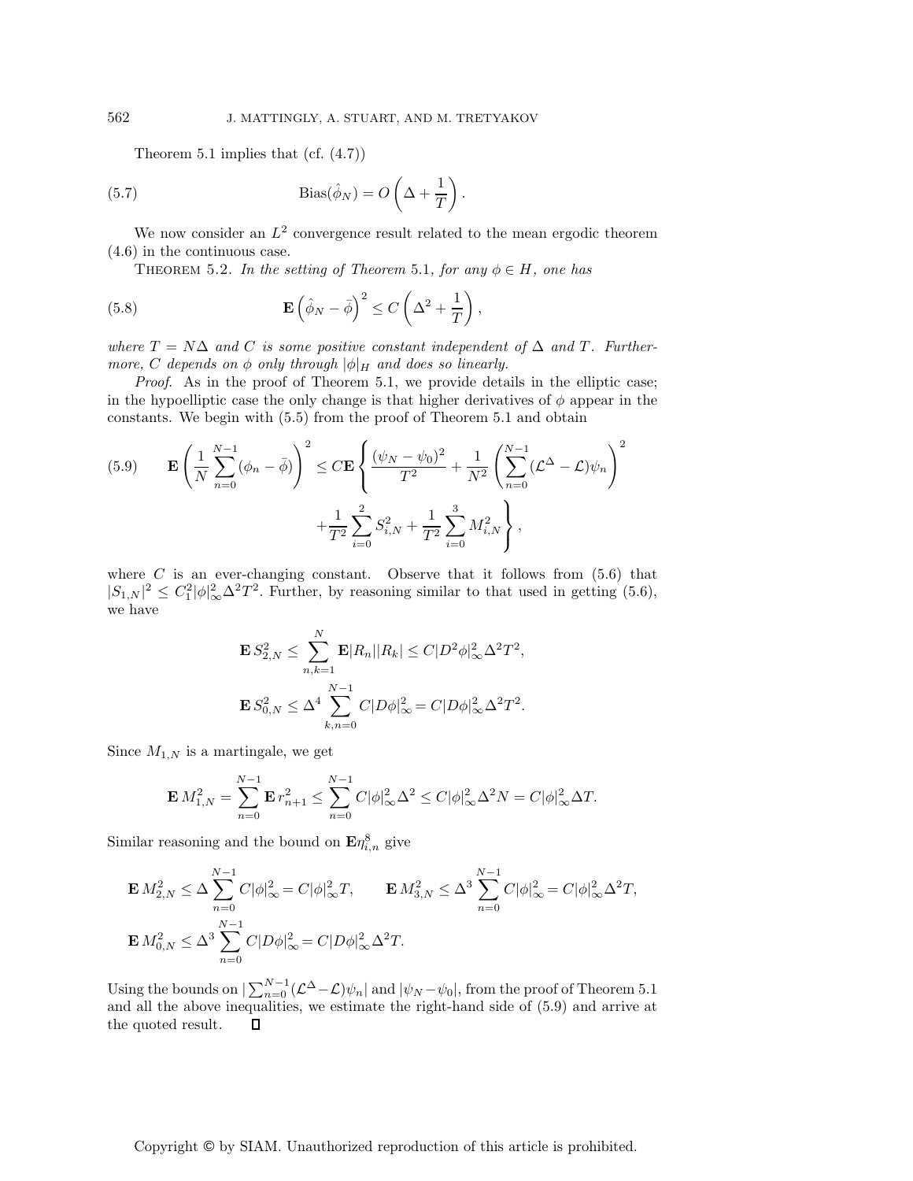Theorem 5.1 implies that (cf. (4.7))

$$\text{Bias}(\hat{\phi}_N) = O\left(\Delta + \frac{1}{T}\right). \tag{5.7}$$

We now consider an $L^2$ convergence result related to the mean ergodic theorem (4.6) in the continuous case.

Theorem 5.2. *In the setting of Theorem* 5.1, *for any* $\phi \in H$, *one has*

$$\mathbf{E}\left(\hat{\phi}_N - \bar{\phi}\right)^2 \leq C\left(\Delta^2 + \frac{1}{T}\right), \tag{5.8}$$

*where* $T = N\Delta$ *and* $C$ *is some positive constant independent of* $\Delta$ *and* $T$. *Furthermore,* $C$ *depends on* $\phi$ *only through* $|\phi|_H$ *and does so linearly.*

*Proof.* As in the proof of Theorem 5.1, we provide details in the elliptic case; in the hypoelliptic case the only change is that higher derivatives of $\phi$ appear in the constants. We begin with (5.5) from the proof of Theorem 5.1 and obtain

$$\mathbf{E}\left(\frac{1}{N}\sum_{n=0}^{N-1}(\phi_n - \bar{\phi})\right)^2 \leq C\mathbf{E}\left\{\frac{(\psi_N - \psi_0)^2}{T^2} + \frac{1}{N^2}\left(\sum_{n=0}^{N-1}(\mathcal{L}^\Delta - \mathcal{L})\psi_n\right)^2 + \frac{1}{T^2}\sum_{i=0}^{2}S_{i,N}^2 + \frac{1}{T^2}\sum_{i=0}^{3}M_{i,N}^2\right\}, \tag{5.9}$$

where $C$ is an ever-changing constant. Observe that it follows from (5.6) that $|S_{1,N}|^2 \leq C_1^2|\phi|_\infty^2\Delta^2T^2$. Further, by reasoning similar to that used in getting (5.6), we have

$$\mathbf{E}\,S_{2,N}^2 \leq \sum_{n,k=1}^{N}\mathbf{E}|R_n||R_k| \leq C|D^2\phi|_\infty^2\Delta^2T^2,$$

$$\mathbf{E}\,S_{0,N}^2 \leq \Delta^4\sum_{k,n=0}^{N-1}C|D\phi|_\infty^2 = C|D\phi|_\infty^2\Delta^2T^2.$$

Since $M_{1,N}$ is a martingale, we get

$$\mathbf{E}\,M_{1,N}^2 = \sum_{n=0}^{N-1}\mathbf{E}\,r_{n+1}^2 \leq \sum_{n=0}^{N-1}C|\phi|_\infty^2\Delta^2 \leq C|\phi|_\infty^2\Delta^2N = C|\phi|_\infty^2\Delta T.$$

Similar reasoning and the bound on $\mathbf{E}\eta_{i,n}^8$ give

$$\mathbf{E}\,M_{2,N}^2 \leq \Delta\sum_{n=0}^{N-1}C|\phi|_\infty^2 = C|\phi|_\infty^2 T, \qquad \mathbf{E}\,M_{3,N}^2 \leq \Delta^3\sum_{n=0}^{N-1}C|\phi|_\infty^2 = C|\phi|_\infty^2\Delta^2 T,$$

$$\mathbf{E}\,M_{0,N}^2 \leq \Delta^3\sum_{n=0}^{N-1}C|D\phi|_\infty^2 = C|D\phi|_\infty^2\Delta^2 T.$$

Using the bounds on $|\sum_{n=0}^{N-1}(\mathcal{L}^\Delta - \mathcal{L})\psi_n|$ and $|\psi_N - \psi_0|$, from the proof of Theorem 5.1 and all the above inequalities, we estimate the right-hand side of (5.9) and arrive at the quoted result. ∎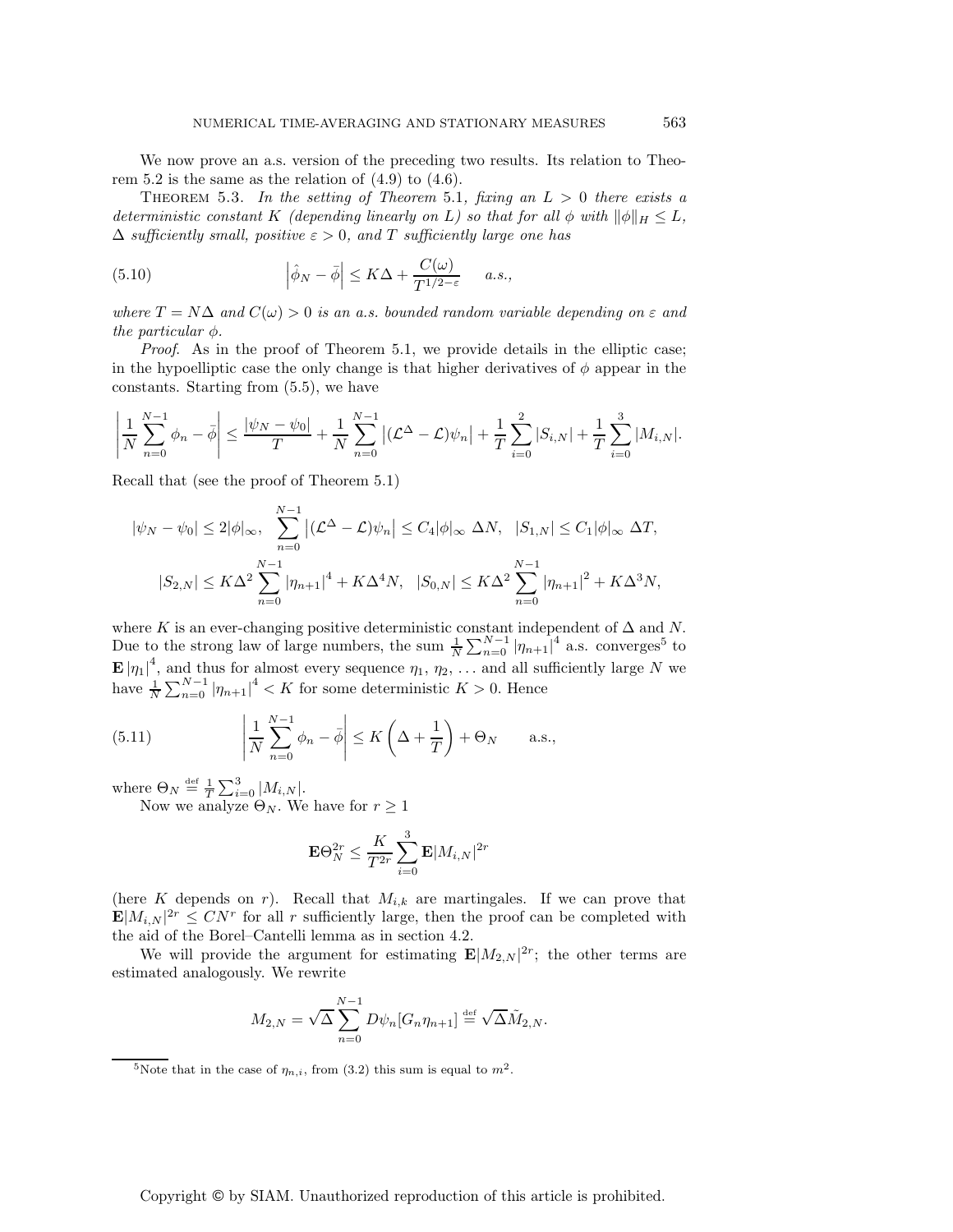We now prove an a.s. version of the preceding two results. Its relation to Theorem 5.2 is the same as the relation of (4.9) to (4.6).

Theorem 5.3. *In the setting of Theorem* 5.1*, fixing an* $L > 0$ *there exists a deterministic constant* $K$ *(depending linearly on* $L$*) so that for all* $\phi$ *with* $\|\phi\|_H \le L$*,* $\Delta$ *sufficiently small, positive* $\varepsilon > 0$*, and* $T$ *sufficiently large one has*

$$\left|\hat{\phi}_N - \bar{\phi}\right| \le K\Delta + \frac{C(\omega)}{T^{1/2-\varepsilon}} \quad a.s., \tag{5.10}$$

*where* $T = N\Delta$ *and* $C(\omega) > 0$ *is an a.s. bounded random variable depending on* $\varepsilon$ *and the particular* $\phi$*.*

*Proof.* As in the proof of Theorem 5.1, we provide details in the elliptic case; in the hypoelliptic case the only change is that higher derivatives of $\phi$ appear in the constants. Starting from (5.5), we have

$$\left|\frac{1}{N}\sum_{n=0}^{N-1}\phi_n - \bar{\phi}\right| \le \frac{|\psi_N - \psi_0|}{T} + \frac{1}{N}\sum_{n=0}^{N-1}\left|(\mathcal{L}^\Delta - \mathcal{L})\psi_n\right| + \frac{1}{T}\sum_{i=0}^{2}|S_{i,N}| + \frac{1}{T}\sum_{i=0}^{3}|M_{i,N}|.$$

Recall that (see the proof of Theorem 5.1)

$$|\psi_N - \psi_0| \le 2|\phi|_\infty, \quad \sum_{n=0}^{N-1}\left|(\mathcal{L}^\Delta - \mathcal{L})\psi_n\right| \le C_4|\phi|_\infty\,\Delta N, \quad |S_{1,N}| \le C_1|\phi|_\infty\,\Delta T,$$

$$|S_{2,N}| \le K\Delta^2\sum_{n=0}^{N-1}|\eta_{n+1}|^4 + K\Delta^4 N, \quad |S_{0,N}| \le K\Delta^2\sum_{n=0}^{N-1}|\eta_{n+1}|^2 + K\Delta^3 N,$$

where $K$ is an ever-changing positive deterministic constant independent of $\Delta$ and $N$. Due to the strong law of large numbers, the sum $\frac{1}{N}\sum_{n=0}^{N-1}|\eta_{n+1}|^4$ a.s. converges[5] to $\mathbf{E}\,|\eta_1|^4$, and thus for almost every sequence $\eta_1$, $\eta_2$, ... and all sufficiently large $N$ we have $\frac{1}{N}\sum_{n=0}^{N-1}|\eta_{n+1}|^4 < K$ for some deterministic $K > 0$. Hence

$$\left|\frac{1}{N}\sum_{n=0}^{N-1}\phi_n - \bar{\phi}\right| \le K\left(\Delta + \frac{1}{T}\right) + \Theta_N \qquad \text{a.s.,} \tag{5.11}$$

where $\Theta_N \stackrel{\text{def}}{=} \frac{1}{T}\sum_{i=0}^{3}|M_{i,N}|$.

Now we analyze $\Theta_N$. We have for $r \ge 1$

$$\mathbf{E}\Theta_N^{2r} \le \frac{K}{T^{2r}}\sum_{i=0}^{3}\mathbf{E}|M_{i,N}|^{2r}$$

(here $K$ depends on $r$). Recall that $M_{i,k}$ are martingales. If we can prove that $\mathbf{E}|M_{i,N}|^{2r} \le CN^r$ for all $r$ sufficiently large, then the proof can be completed with the aid of the Borel–Cantelli lemma as in section 4.2.

We will provide the argument for estimating $\mathbf{E}|M_{2,N}|^{2r}$; the other terms are estimated analogously. We rewrite

$$M_{2,N} = \sqrt{\Delta}\sum_{n=0}^{N-1}D\psi_n[G_n\eta_{n+1}] \stackrel{\text{def}}{=} \sqrt{\Delta}\tilde{M}_{2,N}.$$

[5] Note that in the case of $\eta_{n,i}$, from (3.2) this sum is equal to $m^2$.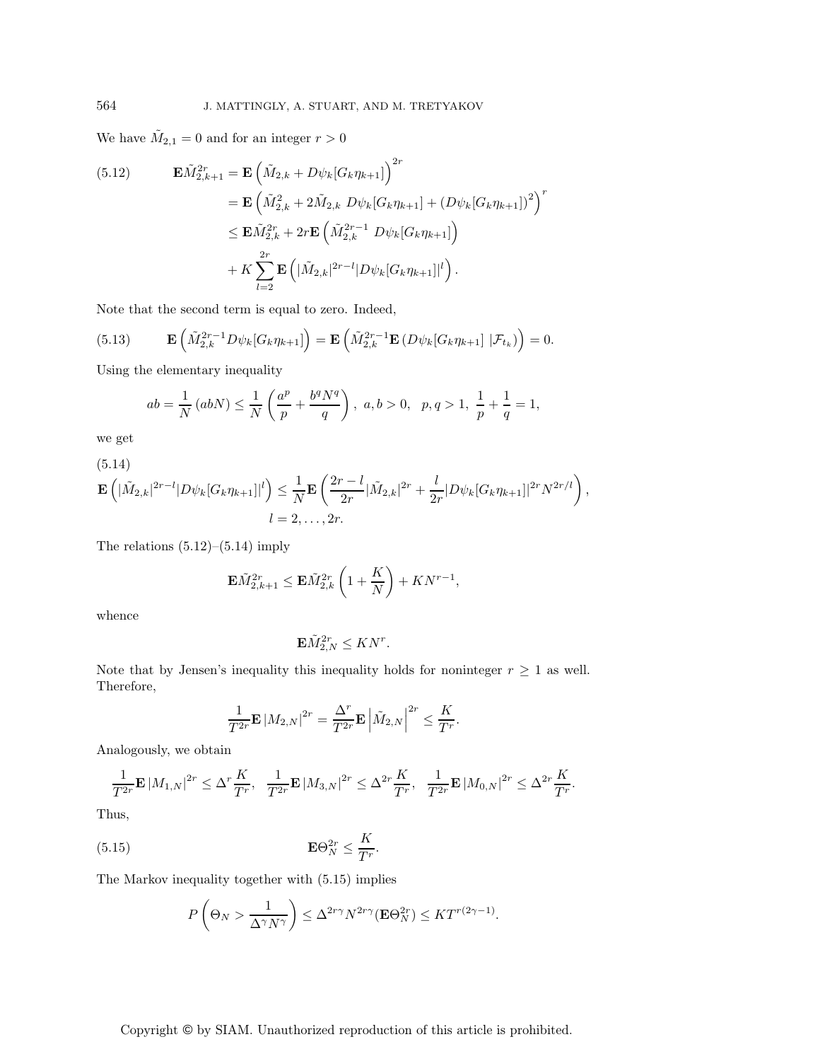We have $\tilde{M}_{2,1} = 0$ and for an integer $r > 0$

$$
\begin{aligned}
\mathbf{E}\tilde{M}_{2,k+1}^{2r} &= \mathbf{E}\left(\tilde{M}_{2,k} + D\psi_k[G_k\eta_{k+1}]\right)^{2r} \\
&= \mathbf{E}\left(\tilde{M}_{2,k}^2 + 2\tilde{M}_{2,k}\ D\psi_k[G_k\eta_{k+1}] + (D\psi_k[G_k\eta_{k+1}])^2\right)^r \\
&\leq \mathbf{E}\tilde{M}_{2,k}^{2r} + 2r\mathbf{E}\left(\tilde{M}_{2,k}^{2r-1}\ D\psi_k[G_k\eta_{k+1}]\right) \\
&\quad + K\sum_{l=2}^{2r}\mathbf{E}\left(|\tilde{M}_{2,k}|^{2r-l}|D\psi_k[G_k\eta_{k+1}]|^l\right).
\end{aligned}
\tag{5.12}
$$

Note that the second term is equal to zero. Indeed,

$$
\mathbf{E}\left(\tilde{M}_{2,k}^{2r-1}D\psi_k[G_k\eta_{k+1}]\right) = \mathbf{E}\left(\tilde{M}_{2,k}^{2r-1}\mathbf{E}\left(D\psi_k[G_k\eta_{k+1}]\ |\mathcal{F}_{t_k}\right)\right) = 0.
\tag{5.13}
$$

Using the elementary inequality

$$
ab = \frac{1}{N}\left(abN\right) \leq \frac{1}{N}\left(\frac{a^p}{p} + \frac{b^q N^q}{q}\right),\ a,b > 0,\quad p,q > 1,\ \frac{1}{p} + \frac{1}{q} = 1,
$$

we get

$$
\mathbf{E}\left(|\tilde{M}_{2,k}|^{2r-l}|D\psi_k[G_k\eta_{k+1}]|^l\right) \leq \frac{1}{N}\mathbf{E}\left(\frac{2r-l}{2r}|\tilde{M}_{2,k}|^{2r} + \frac{l}{2r}|D\psi_k[G_k\eta_{k+1}]|^{2r}N^{2r/l}\right),
$$
$$
l = 2,\ldots,2r.
\tag{5.14}
$$

The relations (5.12)–(5.14) imply

$$
\mathbf{E}\tilde{M}_{2,k+1}^{2r} \leq \mathbf{E}\tilde{M}_{2,k}^{2r}\left(1 + \frac{K}{N}\right) + KN^{r-1},
$$

whence

$$
\mathbf{E}\tilde{M}_{2,N}^{2r} \leq KN^r.
$$

Note that by Jensen's inequality this inequality holds for noninteger $r \geq 1$ as well. Therefore,

$$
\frac{1}{T^{2r}}\mathbf{E}\left|M_{2,N}\right|^{2r} = \frac{\Delta^r}{T^{2r}}\mathbf{E}\left|\tilde{M}_{2,N}\right|^{2r} \leq \frac{K}{T^r}.
$$

Analogously, we obtain

$$
\frac{1}{T^{2r}}\mathbf{E}\left|M_{1,N}\right|^{2r} \leq \Delta^r\frac{K}{T^r},\quad \frac{1}{T^{2r}}\mathbf{E}\left|M_{3,N}\right|^{2r} \leq \Delta^{2r}\frac{K}{T^r},\quad \frac{1}{T^{2r}}\mathbf{E}\left|M_{0,N}\right|^{2r} \leq \Delta^{2r}\frac{K}{T^r}.
$$

Thus,

$$
\mathbf{E}\Theta_N^{2r} \leq \frac{K}{T^r}.
\tag{5.15}
$$

The Markov inequality together with (5.15) implies

$$
P\left(\Theta_N > \frac{1}{\Delta^\gamma N^\gamma}\right) \leq \Delta^{2r\gamma}N^{2r\gamma}(\mathbf{E}\Theta_N^{2r}) \leq KT^{r(2\gamma-1)}.
$$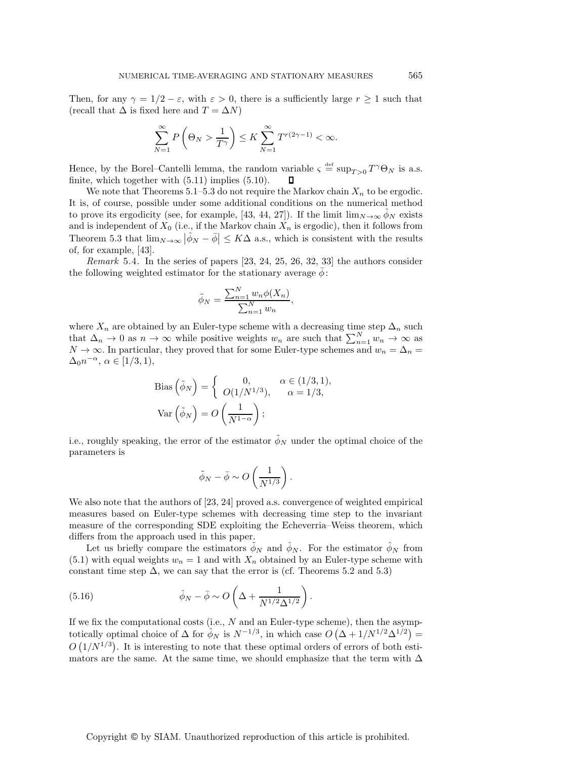Then, for any $\gamma = 1/2 - \varepsilon$, with $\varepsilon > 0$, there is a sufficiently large $r \geq 1$ such that (recall that $\Delta$ is fixed here and $T = \Delta N$)

$$\sum_{N=1}^{\infty} P\left(\Theta_N > \frac{1}{T^\gamma}\right) \leq K \sum_{N=1}^{\infty} T^{r(2\gamma-1)} < \infty.$$

Hence, by the Borel–Cantelli lemma, the random variable $\varsigma \stackrel{\text{def}}{=} \sup_{T>0} T^\gamma \Theta_N$ is a.s. finite, which together with (5.11) implies (5.10). $\square$

We note that Theorems 5.1–5.3 do not require the Markov chain $X_n$ to be ergodic. It is, of course, possible under some additional conditions on the numerical method to prove its ergodicity (see, for example, [43, 44, 27]). If the limit $\lim_{N\to\infty} \hat{\phi}_N$ exists and is independent of $X_0$ (i.e., if the Markov chain $X_n$ is ergodic), then it follows from Theorem 5.3 that $\lim_{N\to\infty} \left|\hat{\phi}_N - \bar{\phi}\right| \leq K\Delta$ a.s., which is consistent with the results of, for example, [43].

*Remark* 5.4. In the series of papers [23, 24, 25, 26, 32, 33] the authors consider the following weighted estimator for the stationary average $\bar{\phi}$:

$$\tilde{\phi}_N = \frac{\sum_{n=1}^{N} w_n \phi(X_n)}{\sum_{n=1}^{N} w_n},$$

where $X_n$ are obtained by an Euler-type scheme with a decreasing time step $\Delta_n$ such that $\Delta_n \to 0$ as $n \to \infty$ while positive weights $w_n$ are such that $\sum_{n=1}^{N} w_n \to \infty$ as $N \to \infty$. In particular, they proved that for some Euler-type schemes and $w_n = \Delta_n = \Delta_0 n^{-\alpha}$, $\alpha \in [1/3, 1)$,

$$\text{Bias}\left(\tilde{\phi}_N\right) = \begin{cases} 0, & \alpha \in (1/3, 1), \\ O(1/N^{1/3}), & \alpha = 1/3, \end{cases}$$

$$\text{Var}\left(\tilde{\phi}_N\right) = O\left(\frac{1}{N^{1-\alpha}}\right);$$

i.e., roughly speaking, the error of the estimator $\tilde{\phi}_N$ under the optimal choice of the parameters is

$$\tilde{\phi}_N - \bar{\phi} \sim O\left(\frac{1}{N^{1/3}}\right).$$

We also note that the authors of [23, 24] proved a.s. convergence of weighted empirical measures based on Euler-type schemes with decreasing time step to the invariant measure of the corresponding SDE exploiting the Echeverria–Weiss theorem, which differs from the approach used in this paper.

Let us briefly compare the estimators $\tilde{\phi}_N$ and $\hat{\phi}_N$. For the estimator $\hat{\phi}_N$ from (5.1) with equal weights $w_n = 1$ and with $X_n$ obtained by an Euler-type scheme with constant time step $\Delta$, we can say that the error is (cf. Theorems 5.2 and 5.3)

$$\hat{\phi}_N - \bar{\phi} \sim O\left(\Delta + \frac{1}{N^{1/2}\Delta^{1/2}}\right). \tag{5.16}$$

If we fix the computational costs (i.e., $N$ and an Euler-type scheme), then the asymptotically optimal choice of $\Delta$ for $\hat{\phi}_N$ is $N^{-1/3}$, in which case $O\left(\Delta + 1/N^{1/2}\Delta^{1/2}\right) = O\left(1/N^{1/3}\right)$. It is interesting to note that these optimal orders of errors of both estimators are the same. At the same time, we should emphasize that the term with $\Delta$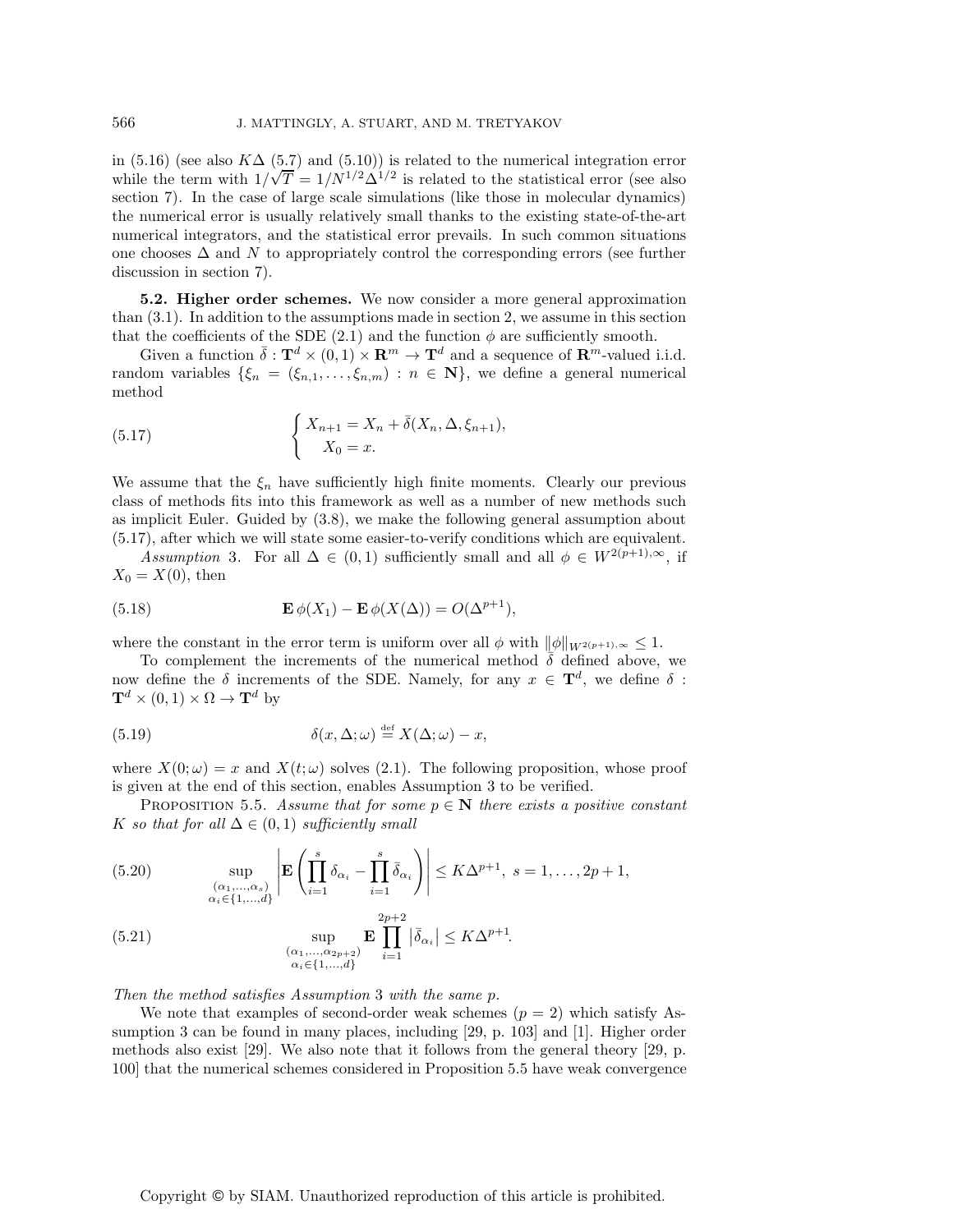in (5.16) (see also $K\Delta$ (5.7) and (5.10)) is related to the numerical integration error while the term with $1/\sqrt{T} = 1/N^{1/2}\Delta^{1/2}$ is related to the statistical error (see also section 7). In the case of large scale simulations (like those in molecular dynamics) the numerical error is usually relatively small thanks to the existing state-of-the-art numerical integrators, and the statistical error prevails. In such common situations one chooses $\Delta$ and $N$ to appropriately control the corresponding errors (see further discussion in section 7).

**5.2. Higher order schemes.** We now consider a more general approximation than (3.1). In addition to the assumptions made in section 2, we assume in this section that the coefficients of the SDE (2.1) and the function $\phi$ are sufficiently smooth.

Given a function $\bar{\delta} : \mathbf{T}^d \times (0,1) \times \mathbf{R}^m \to \mathbf{T}^d$ and a sequence of $\mathbf{R}^m$-valued i.i.d. random variables $\{\xi_n = (\xi_{n,1}, \ldots, \xi_{n,m}) : n \in \mathbf{N}\}$, we define a general numerical method

$$
\begin{cases} X_{n+1} = X_n + \bar{\delta}(X_n, \Delta, \xi_{n+1}), \\ \quad X_0 = x. \end{cases} \tag{5.17}
$$

We assume that the $\xi_n$ have sufficiently high finite moments. Clearly our previous class of methods fits into this framework as well as a number of new methods such as implicit Euler. Guided by (3.8), we make the following general assumption about (5.17), after which we will state some easier-to-verify conditions which are equivalent.

*Assumption* 3. For all $\Delta \in (0,1)$ sufficiently small and all $\phi \in W^{2(p+1),\infty}$, if $X_0 = X(0)$, then

$$
\mathbf{E}\,\phi(X_1) - \mathbf{E}\,\phi(X(\Delta)) = O(\Delta^{p+1}), \tag{5.18}
$$

where the constant in the error term is uniform over all $\phi$ with $\|\phi\|_{W^{2(p+1),\infty}} \le 1$.

To complement the increments of the numerical method $\bar{\delta}$ defined above, we now define the $\delta$ increments of the SDE. Namely, for any $x \in \mathbf{T}^d$, we define $\delta : \mathbf{T}^d \times (0,1) \times \Omega \to \mathbf{T}^d$ by

$$
\delta(x, \Delta; \omega) \stackrel{\text{def}}{=} X(\Delta; \omega) - x, \tag{5.19}
$$

where $X(0;\omega) = x$ and $X(t;\omega)$ solves (2.1). The following proposition, whose proof is given at the end of this section, enables Assumption 3 to be verified.

PROPOSITION 5.5. *Assume that for some $p \in \mathbf{N}$ there exists a positive constant $K$ so that for all $\Delta \in (0,1)$ sufficiently small*

$$
\sup_{\substack{(\alpha_1,\ldots,\alpha_s) \\ \alpha_i \in \{1,\ldots,d\}}} \left| \mathbf{E}\left( \prod_{i=1}^{s} \delta_{\alpha_i} - \prod_{i=1}^{s} \bar{\delta}_{\alpha_i} \right) \right| \le K\Delta^{p+1}, \; s = 1, \ldots, 2p+1, \tag{5.20}
$$

$$
\sup_{\substack{(\alpha_1,\ldots,\alpha_{2p+2}) \\ \alpha_i \in \{1,\ldots,d\}}} \mathbf{E} \prod_{i=1}^{2p+2} \left| \bar{\delta}_{\alpha_i} \right| \le K\Delta^{p+1}. \tag{5.21}
$$

*Then the method satisfies Assumption* 3 *with the same p.*

We note that examples of second-order weak schemes ($p = 2$) which satisfy Assumption 3 can be found in many places, including [29, p. 103] and [1]. Higher order methods also exist [29]. We also note that it follows from the general theory [29, p. 100] that the numerical schemes considered in Proposition 5.5 have weak convergence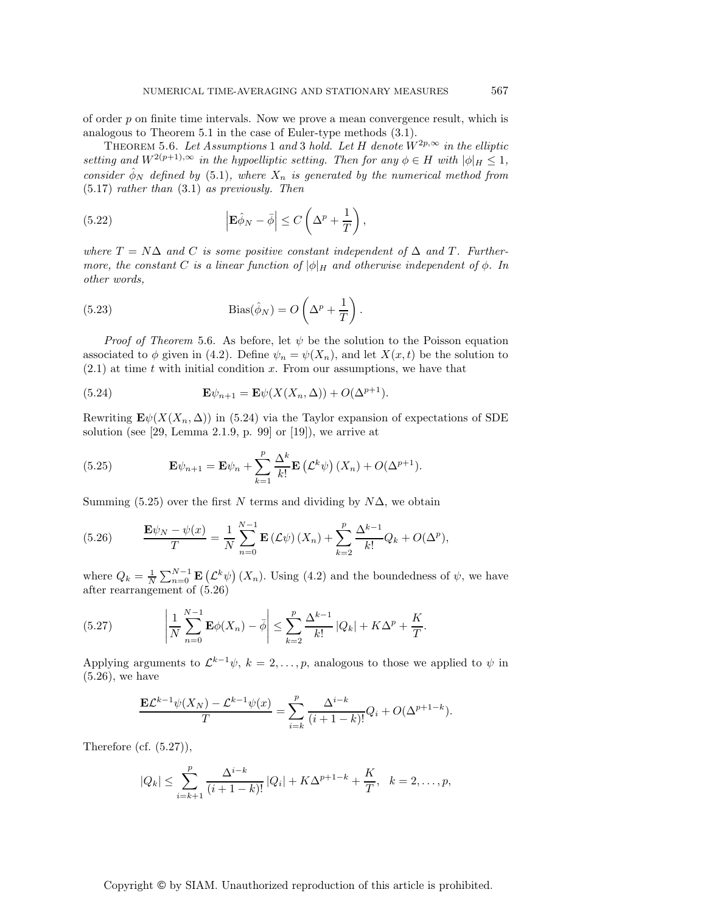of order $p$ on finite time intervals. Now we prove a mean convergence result, which is analogous to Theorem 5.1 in the case of Euler-type methods (3.1).

THEOREM 5.6. *Let Assumptions* 1 *and* 3 *hold. Let $H$ denote $W^{2p,\infty}$ in the elliptic setting and $W^{2(p+1),\infty}$ in the hypoelliptic setting. Then for any $\phi \in H$ with $|\phi|_H \leq 1$, consider $\hat{\phi}_N$ defined by* (5.1)*, where $X_n$ is generated by the numerical method from* (5.17) *rather than* (3.1) *as previously. Then*

$$\left|\mathbf{E}\hat{\phi}_N - \bar{\phi}\right| \leq C\left(\Delta^p + \frac{1}{T}\right), \tag{5.22}$$

*where $T = N\Delta$ and $C$ is some positive constant independent of $\Delta$ and $T$. Furthermore, the constant $C$ is a linear function of $|\phi|_H$ and otherwise independent of $\phi$. In other words,*

$$\mathrm{Bias}(\hat{\phi}_N) = O\left(\Delta^p + \frac{1}{T}\right). \tag{5.23}$$

*Proof of Theorem* 5.6. As before, let $\psi$ be the solution to the Poisson equation associated to $\phi$ given in (4.2). Define $\psi_n = \psi(X_n)$, and let $X(x,t)$ be the solution to (2.1) at time $t$ with initial condition $x$. From our assumptions, we have that

$$\mathbf{E}\psi_{n+1} = \mathbf{E}\psi(X(X_n,\Delta)) + O(\Delta^{p+1}). \tag{5.24}$$

Rewriting $\mathbf{E}\psi(X(X_n,\Delta))$ in (5.24) via the Taylor expansion of expectations of SDE solution (see [29, Lemma 2.1.9, p. 99] or [19]), we arrive at

$$\mathbf{E}\psi_{n+1} = \mathbf{E}\psi_n + \sum_{k=1}^{p}\frac{\Delta^k}{k!}\mathbf{E}\left(\mathcal{L}^k\psi\right)(X_n) + O(\Delta^{p+1}). \tag{5.25}$$

Summing (5.25) over the first $N$ terms and dividing by $N\Delta$, we obtain

$$\frac{\mathbf{E}\psi_N - \psi(x)}{T} = \frac{1}{N}\sum_{n=0}^{N-1}\mathbf{E}\left(\mathcal{L}\psi\right)(X_n) + \sum_{k=2}^{p}\frac{\Delta^{k-1}}{k!}Q_k + O(\Delta^p), \tag{5.26}$$

where $Q_k = \frac{1}{N}\sum_{n=0}^{N-1}\mathbf{E}\left(\mathcal{L}^k\psi\right)(X_n)$. Using (4.2) and the boundedness of $\psi$, we have after rearrangement of (5.26)

$$\left|\frac{1}{N}\sum_{n=0}^{N-1}\mathbf{E}\phi(X_n) - \bar{\phi}\right| \leq \sum_{k=2}^{p}\frac{\Delta^{k-1}}{k!}\left|Q_k\right| + K\Delta^p + \frac{K}{T}. \tag{5.27}$$

Applying arguments to $\mathcal{L}^{k-1}\psi$, $k = 2,\ldots,p$, analogous to those we applied to $\psi$ in (5.26), we have

$$\frac{\mathbf{E}\mathcal{L}^{k-1}\psi(X_N) - \mathcal{L}^{k-1}\psi(x)}{T} = \sum_{i=k}^{p}\frac{\Delta^{i-k}}{(i+1-k)!}Q_i + O(\Delta^{p+1-k}).$$

Therefore (cf. (5.27)),

$$|Q_k| \leq \sum_{i=k+1}^{p}\frac{\Delta^{i-k}}{(i+1-k)!}\left|Q_i\right| + K\Delta^{p+1-k} + \frac{K}{T}, \quad k = 2,\ldots,p,$$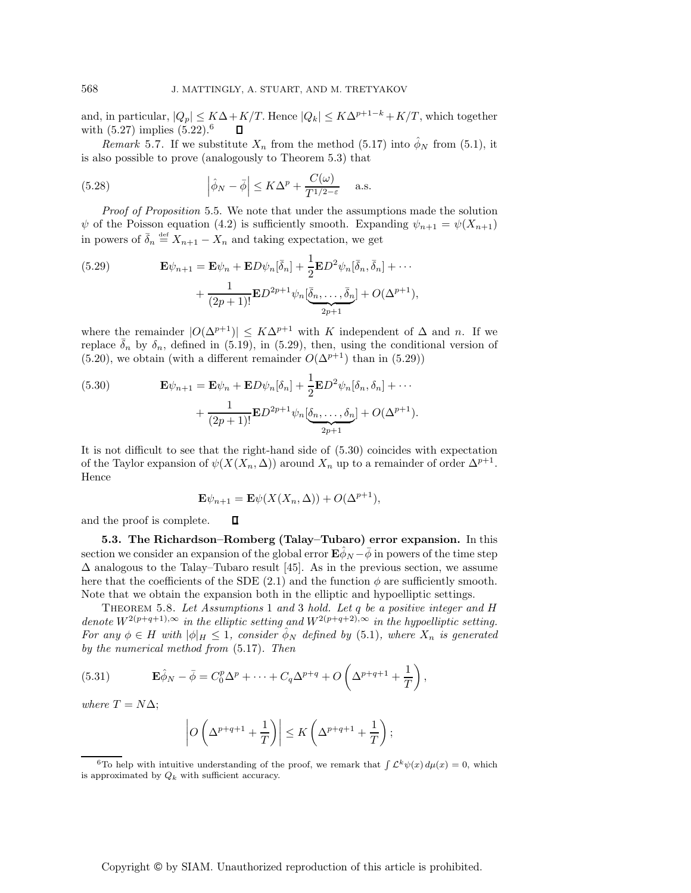and, in particular, $|Q_p| \le K\Delta + K/T$. Hence $|Q_k| \le K\Delta^{p+1-k} + K/T$, which together with (5.27) implies (5.22).[6] $\square$

*Remark* 5.7. If we substitute $X_n$ from the method (5.17) into $\hat{\phi}_N$ from (5.1), it is also possible to prove (analogously to Theorem 5.3) that

$$
\left|\hat{\phi}_N - \bar{\phi}\right| \le K\Delta^p + \frac{C(\omega)}{T^{1/2-\varepsilon}} \quad \text{a.s.} \tag{5.28}
$$

*Proof of Proposition* 5.5. We note that under the assumptions made the solution $\psi$ of the Poisson equation (4.2) is sufficiently smooth. Expanding $\psi_{n+1} = \psi(X_{n+1})$ in powers of $\bar{\delta}_n \stackrel{\text{def}}{=} X_{n+1} - X_n$ and taking expectation, we get

$$
\begin{aligned}
\mathbf{E}\psi_{n+1} = \mathbf{E}\psi_n + \mathbf{E}D\psi_n[\bar{\delta}_n] + \frac{1}{2}\mathbf{E}D^2\psi_n[\bar{\delta}_n, \bar{\delta}_n] + \cdots \\
+ \frac{1}{(2p+1)!}\mathbf{E}D^{2p+1}\psi_n[\underbrace{\bar{\delta}_n, \dots, \bar{\delta}_n}_{2p+1}] + O(\Delta^{p+1}),
\end{aligned} \tag{5.29}
$$

where the remainder $|O(\Delta^{p+1})| \le K\Delta^{p+1}$ with $K$ independent of $\Delta$ and $n$. If we replace $\bar{\delta}_n$ by $\delta_n$, defined in (5.19), in (5.29), then, using the conditional version of (5.20), we obtain (with a different remainder $O(\Delta^{p+1})$ than in (5.29))

$$
\begin{aligned}
\mathbf{E}\psi_{n+1} = \mathbf{E}\psi_n + \mathbf{E}D\psi_n[\delta_n] + \frac{1}{2}\mathbf{E}D^2\psi_n[\delta_n, \delta_n] + \cdots \\
+ \frac{1}{(2p+1)!}\mathbf{E}D^{2p+1}\psi_n[\underbrace{\delta_n, \dots, \delta_n}_{2p+1}] + O(\Delta^{p+1}).
\end{aligned} \tag{5.30}
$$

It is not difficult to see that the right-hand side of (5.30) coincides with expectation of the Taylor expansion of $\psi(X(X_n, \Delta))$ around $X_n$ up to a remainder of order $\Delta^{p+1}$. Hence

$$
\mathbf{E}\psi_{n+1} = \mathbf{E}\psi(X(X_n, \Delta)) + O(\Delta^{p+1}),
$$

and the proof is complete. $\square$

**5.3. The Richardson–Romberg (Talay–Tubaro) error expansion.** In this section we consider an expansion of the global error $\mathbf{E}\hat{\phi}_N - \bar{\phi}$ in powers of the time step $\Delta$ analogous to the Talay–Tubaro result [45]. As in the previous section, we assume here that the coefficients of the SDE (2.1) and the function $\phi$ are sufficiently smooth. Note that we obtain the expansion both in the elliptic and hypoelliptic settings.

THEOREM 5.8. *Let Assumptions* 1 *and* 3 *hold. Let $q$ be a positive integer and $H$ denote $W^{2(p+q+1),\infty}$ in the elliptic setting and $W^{2(p+q+2),\infty}$ in the hypoelliptic setting. For any $\phi \in H$ with $|\phi|_H \le 1$, consider $\hat{\phi}_N$ defined by* (5.1)*, where $X_n$ is generated by the numerical method from* (5.17)*. Then*

$$
\mathbf{E}\hat{\phi}_N - \bar{\phi} = C_0^p\Delta^p + \cdots + C_q\Delta^{p+q} + O\left(\Delta^{p+q+1} + \frac{1}{T}\right), \tag{5.31}
$$

*where $T = N\Delta$;*

$$
\left|O\left(\Delta^{p+q+1} + \frac{1}{T}\right)\right| \le K\left(\Delta^{p+q+1} + \frac{1}{T}\right);
$$

[6] To help with intuitive understanding of the proof, we remark that $\int \mathcal{L}^k\psi(x)\, d\mu(x) = 0$, which is approximated by $Q_k$ with sufficient accuracy.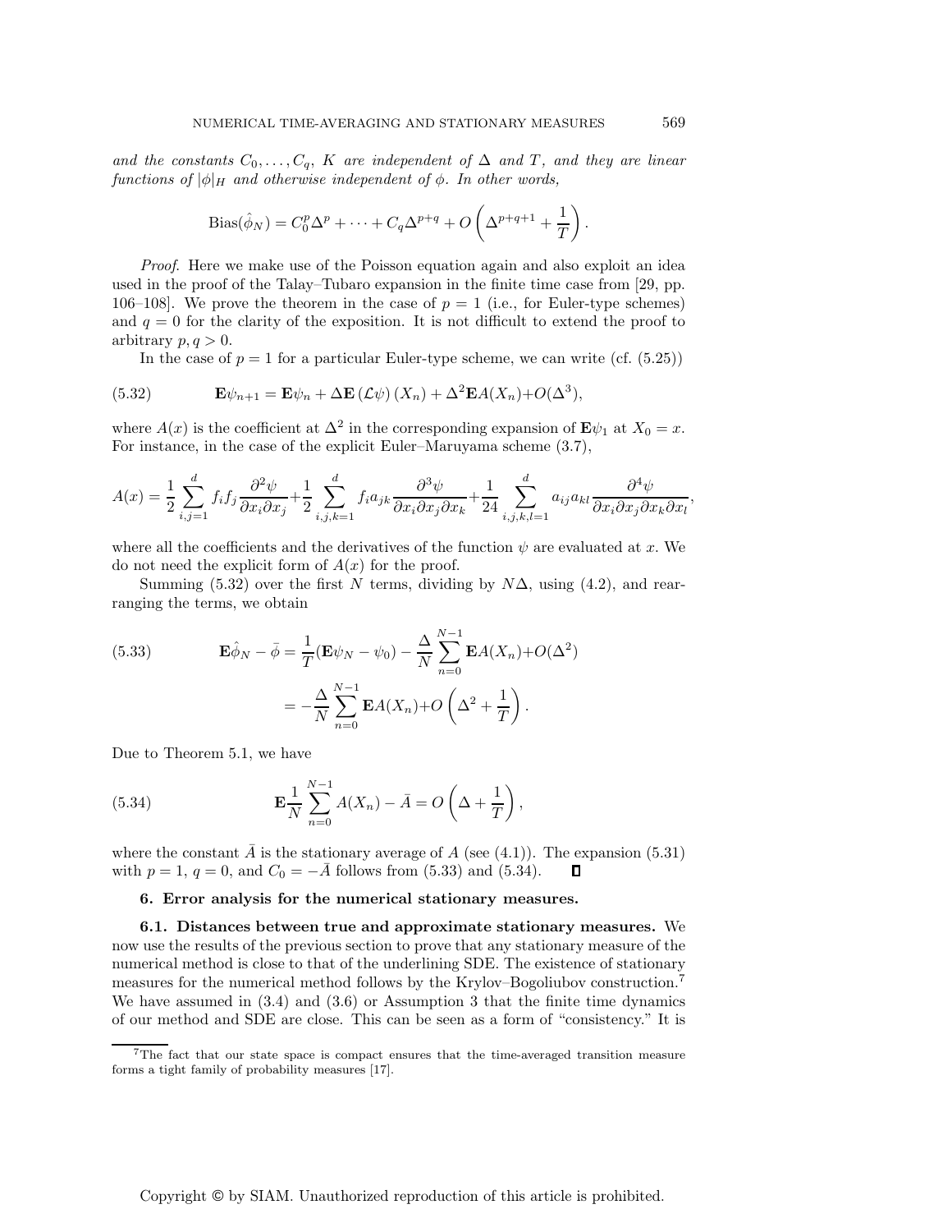*and the constants $C_0, \ldots, C_q$, $K$ are independent of $\Delta$ and $T$, and they are linear functions of $|\phi|_H$ and otherwise independent of $\phi$. In other words,*

$$\text{Bias}(\hat{\phi}_N) = C_0^p \Delta^p + \cdots + C_q \Delta^{p+q} + O\left(\Delta^{p+q+1} + \frac{1}{T}\right).$$

*Proof.* Here we make use of the Poisson equation again and also exploit an idea used in the proof of the Talay–Tubaro expansion in the finite time case from [29, pp. 106–108]. We prove the theorem in the case of $p = 1$ (i.e., for Euler-type schemes) and $q = 0$ for the clarity of the exposition. It is not difficult to extend the proof to arbitrary $p, q > 0$.

In the case of $p = 1$ for a particular Euler-type scheme, we can write (cf. (5.25))

$$\mathbf{E}\psi_{n+1} = \mathbf{E}\psi_n + \Delta \mathbf{E}\left(\mathcal{L}\psi\right)(X_n) + \Delta^2 \mathbf{E}A(X_n) + O(\Delta^3), \tag{5.32}$$

where $A(x)$ is the coefficient at $\Delta^2$ in the corresponding expansion of $\mathbf{E}\psi_1$ at $X_0 = x$. For instance, in the case of the explicit Euler–Maruyama scheme (3.7),

$$A(x) = \frac{1}{2}\sum_{i,j=1}^{d} f_i f_j \frac{\partial^2 \psi}{\partial x_i \partial x_j} + \frac{1}{2}\sum_{i,j,k=1}^{d} f_i a_{jk} \frac{\partial^3 \psi}{\partial x_i \partial x_j \partial x_k} + \frac{1}{24}\sum_{i,j,k,l=1}^{d} a_{ij} a_{kl} \frac{\partial^4 \psi}{\partial x_i \partial x_j \partial x_k \partial x_l},$$

where all the coefficients and the derivatives of the function $\psi$ are evaluated at $x$. We do not need the explicit form of $A(x)$ for the proof.

Summing (5.32) over the first $N$ terms, dividing by $N\Delta$, using (4.2), and rearranging the terms, we obtain

$$\begin{aligned}\mathbf{E}\hat{\phi}_N - \bar{\phi} &= \frac{1}{T}(\mathbf{E}\psi_N - \psi_0) - \frac{\Delta}{N}\sum_{n=0}^{N-1} \mathbf{E}A(X_n) + O(\Delta^2) \\ &= -\frac{\Delta}{N}\sum_{n=0}^{N-1} \mathbf{E}A(X_n) + O\left(\Delta^2 + \frac{1}{T}\right).\end{aligned} \tag{5.33}$$

Due to Theorem 5.1, we have

$$\mathbf{E}\frac{1}{N}\sum_{n=0}^{N-1} A(X_n) - \bar{A} = O\left(\Delta + \frac{1}{T}\right), \tag{5.34}$$

where the constant $\bar{A}$ is the stationary average of $A$ (see (4.1)). The expansion (5.31) with $p = 1$, $q = 0$, and $C_0 = -\bar{A}$ follows from (5.33) and (5.34). ∎

## 6. Error analysis for the numerical stationary measures.

**6.1. Distances between true and approximate stationary measures.** We now use the results of the previous section to prove that any stationary measure of the numerical method is close to that of the underlining SDE. The existence of stationary measures for the numerical method follows by the Krylov–Bogoliubov construction.[7] We have assumed in (3.4) and (3.6) or Assumption 3 that the finite time dynamics of our method and SDE are close. This can be seen as a form of "consistency." It is

[7]The fact that our state space is compact ensures that the time-averaged transition measure forms a tight family of probability measures [17].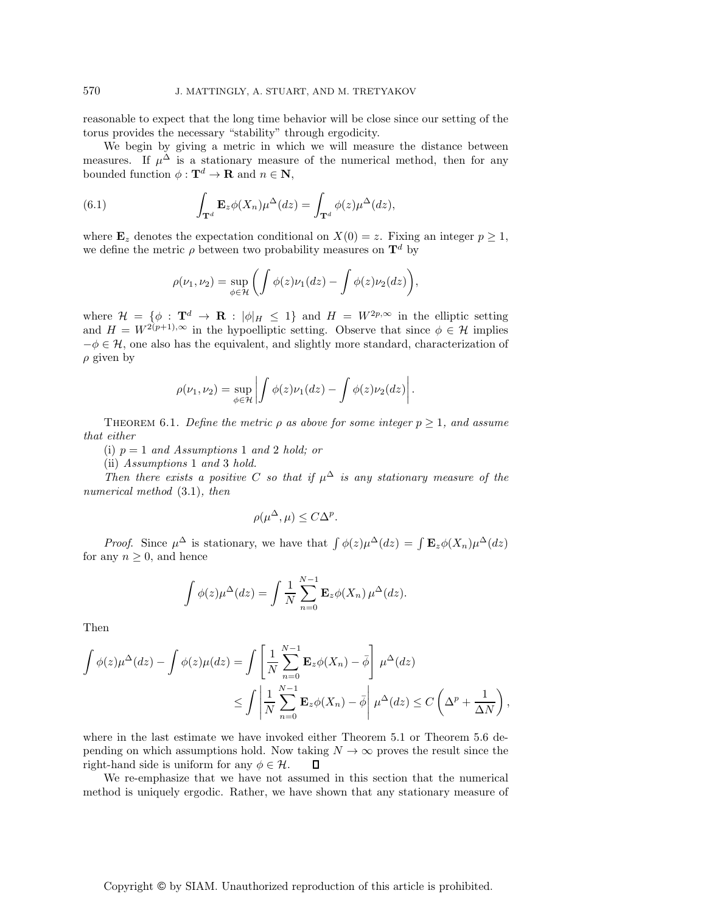reasonable to expect that the long time behavior will be close since our setting of the torus provides the necessary "stability" through ergodicity.

We begin by giving a metric in which we will measure the distance between measures. If $\mu^\Delta$ is a stationary measure of the numerical method, then for any bounded function $\phi : \mathbf{T}^d \to \mathbf{R}$ and $n \in \mathbf{N}$,

$$\int_{\mathbf{T}^d} \mathbf{E}_z \phi(X_n) \mu^\Delta(dz) = \int_{\mathbf{T}^d} \phi(z) \mu^\Delta(dz), \tag{6.1}$$

where $\mathbf{E}_z$ denotes the expectation conditional on $X(0) = z$. Fixing an integer $p \geq 1$, we define the metric $\rho$ between two probability measures on $\mathbf{T}^d$ by

$$\rho(\nu_1, \nu_2) = \sup_{\phi \in \mathcal{H}} \left( \int \phi(z) \nu_1(dz) - \int \phi(z) \nu_2(dz) \right),$$

where $\mathcal{H} = \{\phi : \mathbf{T}^d \to \mathbf{R} : |\phi|_H \leq 1\}$ and $H = W^{2p,\infty}$ in the elliptic setting and $H = W^{2(p+1),\infty}$ in the hypoelliptic setting. Observe that since $\phi \in \mathcal{H}$ implies $-\phi \in \mathcal{H}$, one also has the equivalent, and slightly more standard, characterization of $\rho$ given by

$$\rho(\nu_1, \nu_2) = \sup_{\phi \in \mathcal{H}} \left| \int \phi(z) \nu_1(dz) - \int \phi(z) \nu_2(dz) \right|.$$

Theorem 6.1. *Define the metric $\rho$ as above for some integer $p \geq 1$, and assume that either*

(i) *$p = 1$ and Assumptions* 1 *and* 2 *hold; or*

(ii) *Assumptions* 1 *and* 3 *hold.*

*Then there exists a positive $C$ so that if $\mu^\Delta$ is any stationary measure of the numerical method* (3.1)*, then*

$$\rho(\mu^\Delta, \mu) \leq C\Delta^p.$$

*Proof.* Since $\mu^\Delta$ is stationary, we have that $\int \phi(z)\mu^\Delta(dz) = \int \mathbf{E}_z \phi(X_n) \mu^\Delta(dz)$ for any $n \geq 0$, and hence

$$\int \phi(z) \mu^\Delta(dz) = \int \frac{1}{N} \sum_{n=0}^{N-1} \mathbf{E}_z \phi(X_n) \, \mu^\Delta(dz).$$

Then

$$\int \phi(z)\mu^\Delta(dz) - \int \phi(z)\mu(dz) = \int \left[ \frac{1}{N} \sum_{n=0}^{N-1} \mathbf{E}_z \phi(X_n) - \bar{\phi} \right] \mu^\Delta(dz)$$
$$\leq \int \left| \frac{1}{N} \sum_{n=0}^{N-1} \mathbf{E}_z \phi(X_n) - \bar{\phi} \right| \mu^\Delta(dz) \leq C\left( \Delta^p + \frac{1}{\Delta N} \right),$$

where in the last estimate we have invoked either Theorem 5.1 or Theorem 5.6 depending on which assumptions hold. Now taking $N \to \infty$ proves the result since the right-hand side is uniform for any $\phi \in \mathcal{H}$. ∎

We re-emphasize that we have not assumed in this section that the numerical method is uniquely ergodic. Rather, we have shown that any stationary measure of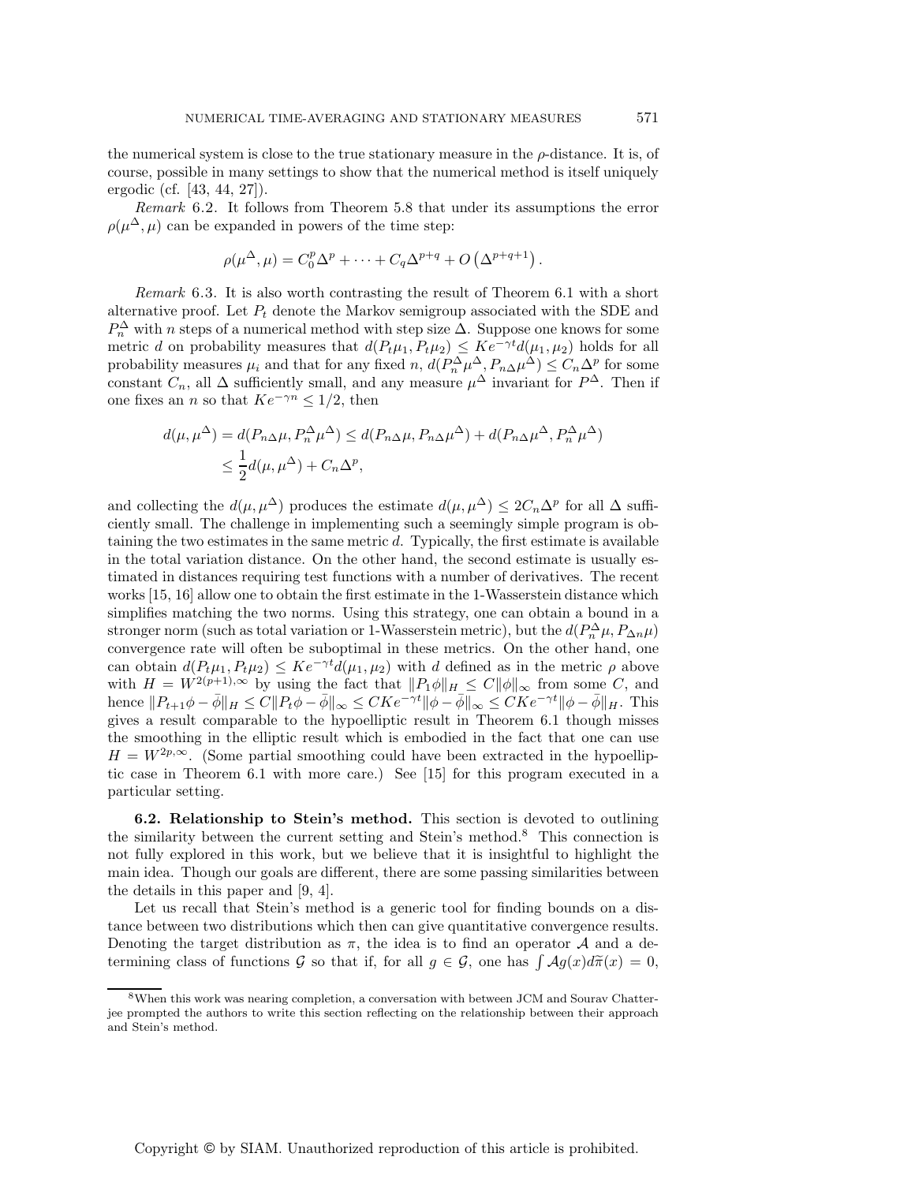the numerical system is close to the true stationary measure in the $\rho$-distance. It is, of course, possible in many settings to show that the numerical method is itself uniquely ergodic (cf. [43, 44, 27]).

*Remark* 6.2. It follows from Theorem 5.8 that under its assumptions the error $\rho(\mu^\Delta, \mu)$ can be expanded in powers of the time step:

$$\rho(\mu^\Delta, \mu) = C_0^p \Delta^p + \cdots + C_q \Delta^{p+q} + O\left(\Delta^{p+q+1}\right).$$

*Remark* 6.3. It is also worth contrasting the result of Theorem 6.1 with a short alternative proof. Let $P_t$ denote the Markov semigroup associated with the SDE and $P_n^\Delta$ with $n$ steps of a numerical method with step size $\Delta$. Suppose one knows for some metric $d$ on probability measures that $d(P_t\mu_1, P_t\mu_2) \le Ke^{-\gamma t} d(\mu_1, \mu_2)$ holds for all probability measures $\mu_i$ and that for any fixed $n$, $d(P_n^\Delta \mu^\Delta, P_{n\Delta}\mu^\Delta) \le C_n \Delta^p$ for some constant $C_n$, all $\Delta$ sufficiently small, and any measure $\mu^\Delta$ invariant for $P^\Delta$. Then if one fixes an $n$ so that $Ke^{-\gamma n} \le 1/2$, then

$$\begin{aligned} d(\mu, \mu^\Delta) = d(P_{n\Delta}\mu, P_n^\Delta \mu^\Delta) &\le d(P_{n\Delta}\mu, P_{n\Delta}\mu^\Delta) + d(P_{n\Delta}\mu^\Delta, P_n^\Delta \mu^\Delta) \\ &\le \frac{1}{2} d(\mu, \mu^\Delta) + C_n \Delta^p, \end{aligned}$$

and collecting the $d(\mu, \mu^\Delta)$ produces the estimate $d(\mu, \mu^\Delta) \le 2C_n \Delta^p$ for all $\Delta$ sufficiently small. The challenge in implementing such a seemingly simple program is obtaining the two estimates in the same metric $d$. Typically, the first estimate is available in the total variation distance. On the other hand, the second estimate is usually estimated in distances requiring test functions with a number of derivatives. The recent works [15, 16] allow one to obtain the first estimate in the 1-Wasserstein distance which simplifies matching the two norms. Using this strategy, one can obtain a bound in a stronger norm (such as total variation or 1-Wasserstein metric), but the $d(P_n^\Delta \mu, P_{\Delta n}\mu)$ convergence rate will often be suboptimal in these metrics. On the other hand, one can obtain $d(P_t\mu_1, P_t\mu_2) \le Ke^{-\gamma t} d(\mu_1, \mu_2)$ with $d$ defined as in the metric $\rho$ above with $H = W^{2(p+1),\infty}$ by using the fact that $\|P_1 \phi\|_H \le C\|\phi\|_\infty$ from some $C$, and hence $\|P_{t+1}\phi - \bar{\phi}\|_H \le C\|P_t \phi - \bar{\phi}\|_\infty \le CKe^{-\gamma t}\|\phi - \bar{\phi}\|_\infty \le CKe^{-\gamma t}\|\phi - \bar{\phi}\|_H$. This gives a result comparable to the hypoelliptic result in Theorem 6.1 though misses the smoothing in the elliptic result which is embodied in the fact that one can use $H = W^{2p,\infty}$. (Some partial smoothing could have been extracted in the hypoelliptic case in Theorem 6.1 with more care.) See [15] for this program executed in a particular setting.

**6.2. Relationship to Stein's method.** This section is devoted to outlining the similarity between the current setting and Stein's method.[8] This connection is not fully explored in this work, but we believe that it is insightful to highlight the main idea. Though our goals are different, there are some passing similarities between the details in this paper and [9, 4].

Let us recall that Stein's method is a generic tool for finding bounds on a distance between two distributions which then can give quantitative convergence results. Denoting the target distribution as $\pi$, the idea is to find an operator $\mathcal{A}$ and a determining class of functions $\mathcal{G}$ so that if, for all $g \in \mathcal{G}$, one has $\int \mathcal{A}g(x) d\widetilde{\pi}(x) = 0$,

[8] When this work was nearing completion, a conversation with between JCM and Sourav Chatterjee prompted the authors to write this section reflecting on the relationship between their approach and Stein's method.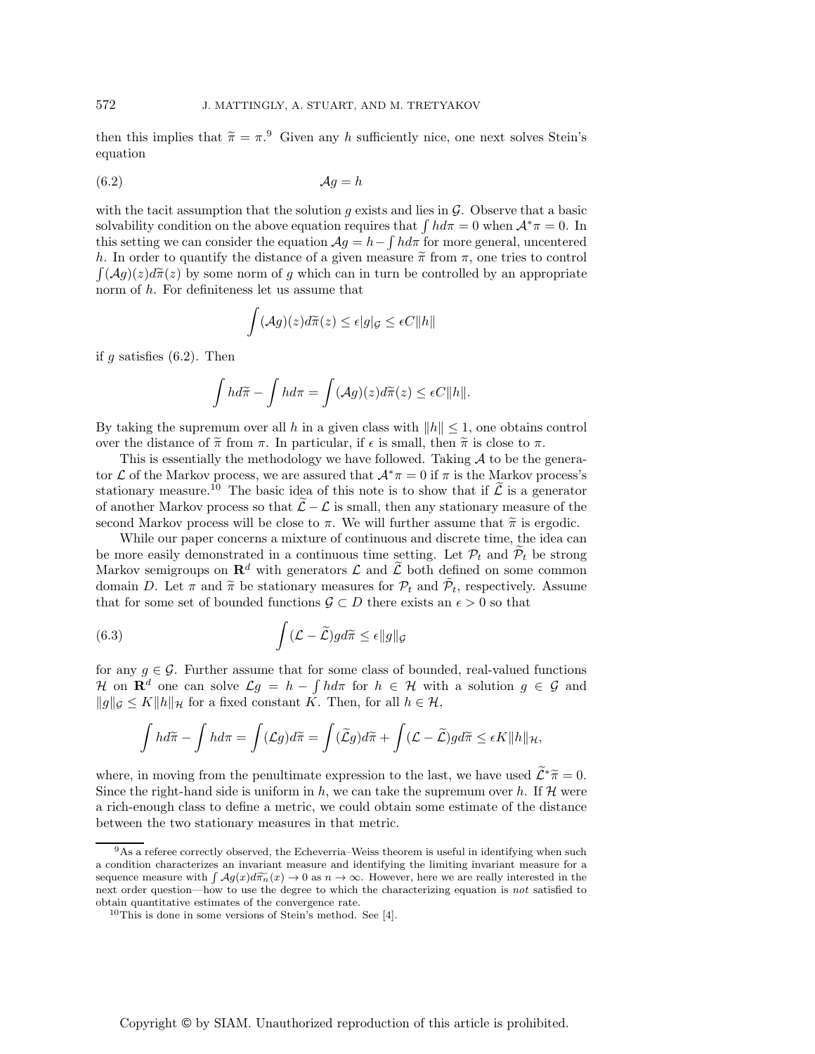then this implies that $\widetilde{\pi} = \pi$.[9] Given any $h$ sufficiently nice, one next solves Stein's equation

$$\mathcal{A}g = h \tag{6.2}$$

with the tacit assumption that the solution $g$ exists and lies in $\mathcal{G}$. Observe that a basic solvability condition on the above equation requires that $\int h d\pi = 0$ when $\mathcal{A}^*\pi = 0$. In this setting we can consider the equation $\mathcal{A}g = h - \int h d\pi$ for more general, uncentered $h$. In order to quantify the distance of a given measure $\widetilde{\pi}$ from $\pi$, one tries to control $\int (\mathcal{A}g)(z) d\widetilde{\pi}(z)$ by some norm of $g$ which can in turn be controlled by an appropriate norm of $h$. For definiteness let us assume that

$$\int (\mathcal{A}g)(z) d\widetilde{\pi}(z) \leq \epsilon |g|_{\mathcal{G}} \leq \epsilon C \|h\|$$

if $g$ satisfies (6.2). Then

$$\int h d\widetilde{\pi} - \int h d\pi = \int (\mathcal{A}g)(z) d\widetilde{\pi}(z) \leq \epsilon C \|h\|.$$

By taking the supremum over all $h$ in a given class with $\|h\| \leq 1$, one obtains control over the distance of $\widetilde{\pi}$ from $\pi$. In particular, if $\epsilon$ is small, then $\widetilde{\pi}$ is close to $\pi$.

This is essentially the methodology we have followed. Taking $\mathcal{A}$ to be the generator $\mathcal{L}$ of the Markov process, we are assured that $\mathcal{A}^*\pi = 0$ if $\pi$ is the Markov process's stationary measure.[10] The basic idea of this note is to show that if $\widetilde{\mathcal{L}}$ is a generator of another Markov process so that $\widetilde{\mathcal{L}} - \mathcal{L}$ is small, then any stationary measure of the second Markov process will be close to $\pi$. We will further assume that $\widetilde{\pi}$ is ergodic.

While our paper concerns a mixture of continuous and discrete time, the idea can be more easily demonstrated in a continuous time setting. Let $\mathcal{P}_t$ and $\widetilde{\mathcal{P}}_t$ be strong Markov semigroups on $\mathbf{R}^d$ with generators $\mathcal{L}$ and $\widetilde{\mathcal{L}}$ both defined on some common domain $D$. Let $\pi$ and $\widetilde{\pi}$ be stationary measures for $\mathcal{P}_t$ and $\widetilde{\mathcal{P}}_t$, respectively. Assume that for some set of bounded functions $\mathcal{G} \subset D$ there exists an $\epsilon > 0$ so that

$$\int (\mathcal{L} - \widetilde{\mathcal{L}}) g d\widetilde{\pi} \leq \epsilon \|g\|_{\mathcal{G}} \tag{6.3}$$

for any $g \in \mathcal{G}$. Further assume that for some class of bounded, real-valued functions $\mathcal{H}$ on $\mathbf{R}^d$ one can solve $\mathcal{L}g = h - \int h d\pi$ for $h \in \mathcal{H}$ with a solution $g \in \mathcal{G}$ and $\|g\|_{\mathcal{G}} \leq K \|h\|_{\mathcal{H}}$ for a fixed constant $K$. Then, for all $h \in \mathcal{H}$,

$$\int h d\widetilde{\pi} - \int h d\pi = \int (\mathcal{L}g) d\widetilde{\pi} = \int (\widetilde{\mathcal{L}}g) d\widetilde{\pi} + \int (\mathcal{L} - \widetilde{\mathcal{L}}) g d\widetilde{\pi} \leq \epsilon K \|h\|_{\mathcal{H}},$$

where, in moving from the penultimate expression to the last, we have used $\widetilde{\mathcal{L}}^*\widetilde{\pi} = 0$. Since the right-hand side is uniform in $h$, we can take the supremum over $h$. If $\mathcal{H}$ were a rich-enough class to define a metric, we could obtain some estimate of the distance between the two stationary measures in that metric.

[9] As a referee correctly observed, the Echeverria–Weiss theorem is useful in identifying when such a condition characterizes an invariant measure and identifying the limiting invariant measure for a sequence measure with $\int \mathcal{A}g(x) d\widetilde{\pi}_n(x) \to 0$ as $n \to \infty$. However, here we are really interested in the next order question—how to use the degree to which the characterizing equation is *not* satisfied to obtain quantitative estimates of the convergence rate.

[10] This is done in some versions of Stein's method. See [4].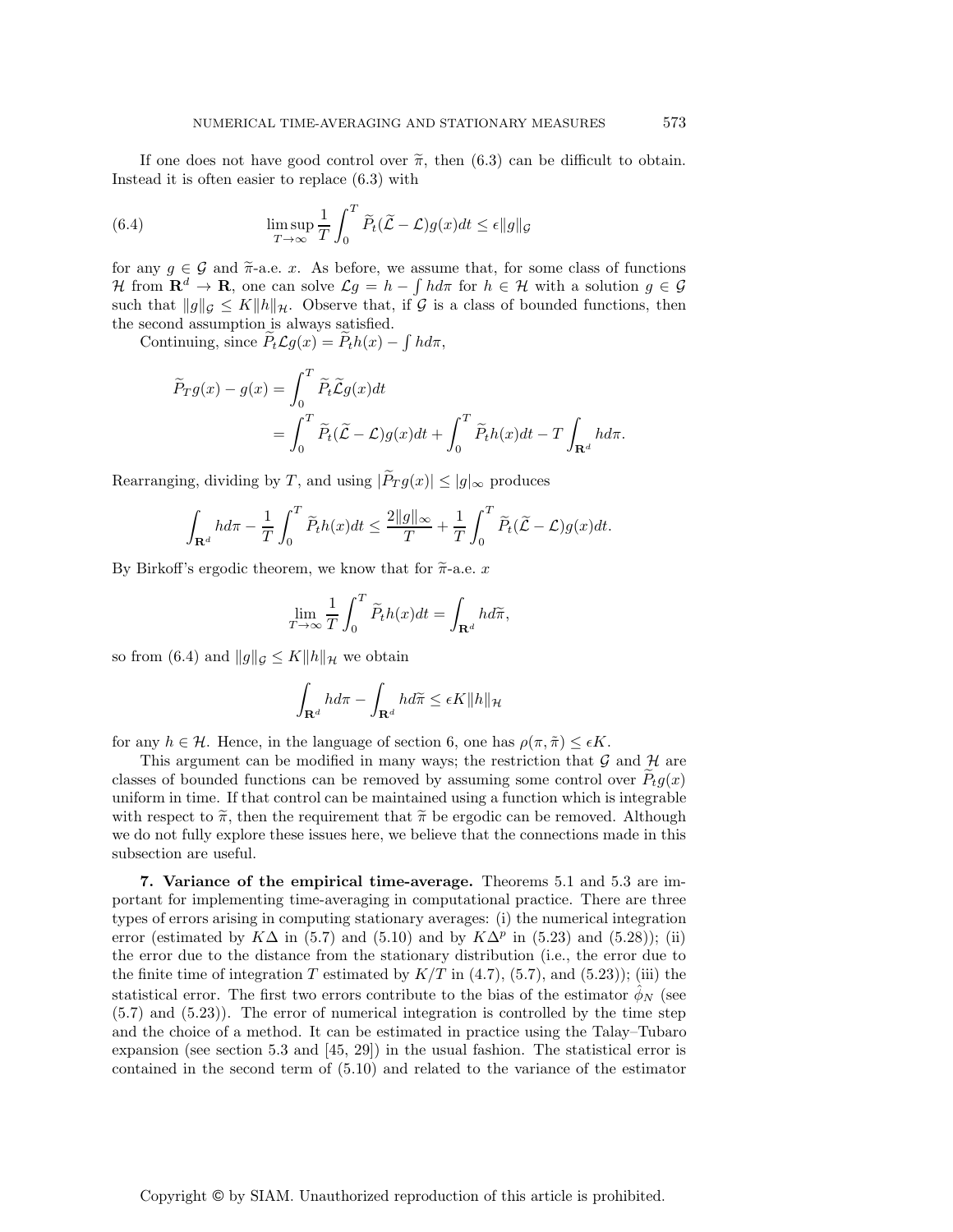If one does not have good control over $\widetilde{\pi}$, then (6.3) can be difficult to obtain. Instead it is often easier to replace (6.3) with

$$\limsup_{T\to\infty} \frac{1}{T}\int_0^T \widetilde{P}_t(\widetilde{\mathcal{L}}-\mathcal{L})g(x)dt \le \epsilon \|g\|_{\mathcal{G}} \tag{6.4}$$

for any $g \in \mathcal{G}$ and $\widetilde{\pi}$-a.e. $x$. As before, we assume that, for some class of functions $\mathcal{H}$ from $\mathbf{R}^d \to \mathbf{R}$, one can solve $\mathcal{L}g = h - \int h d\pi$ for $h \in \mathcal{H}$ with a solution $g \in \mathcal{G}$ such that $\|g\|_{\mathcal{G}} \le K\|h\|_{\mathcal{H}}$. Observe that, if $\mathcal{G}$ is a class of bounded functions, then the second assumption is always satisfied.

Continuing, since $\widetilde{P}_t\mathcal{L}g(x) = \widetilde{P}_t h(x) - \int h d\pi$,

$$\begin{aligned}
\widetilde{P}_T g(x) - g(x) &= \int_0^T \widetilde{P}_t \widetilde{\mathcal{L}} g(x)dt \\
&= \int_0^T \widetilde{P}_t(\widetilde{\mathcal{L}}-\mathcal{L})g(x)dt + \int_0^T \widetilde{P}_t h(x)dt - T\int_{\mathbf{R}^d} h d\pi.
\end{aligned}$$

Rearranging, dividing by $T$, and using $|\widetilde{P}_T g(x)| \le |g|_\infty$ produces

$$\int_{\mathbf{R}^d} h d\pi - \frac{1}{T}\int_0^T \widetilde{P}_t h(x)dt \le \frac{2\|g\|_\infty}{T} + \frac{1}{T}\int_0^T \widetilde{P}_t(\widetilde{\mathcal{L}}-\mathcal{L})g(x)dt.$$

By Birkoff's ergodic theorem, we know that for $\widetilde{\pi}$-a.e. $x$

$$\lim_{T\to\infty}\frac{1}{T}\int_0^T \widetilde{P}_t h(x)dt = \int_{\mathbf{R}^d} h d\widetilde{\pi},$$

so from (6.4) and $\|g\|_{\mathcal{G}} \le K\|h\|_{\mathcal{H}}$ we obtain

$$\int_{\mathbf{R}^d} h d\pi - \int_{\mathbf{R}^d} h d\widetilde{\pi} \le \epsilon K \|h\|_{\mathcal{H}}$$

for any $h \in \mathcal{H}$. Hence, in the language of section 6, one has $\rho(\pi, \tilde{\pi}) \le \epsilon K$.

This argument can be modified in many ways; the restriction that $\mathcal{G}$ and $\mathcal{H}$ are classes of bounded functions can be removed by assuming some control over $\widetilde{P}_t g(x)$ uniform in time. If that control can be maintained using a function which is integrable with respect to $\widetilde{\pi}$, then the requirement that $\widetilde{\pi}$ be ergodic can be removed. Although we do not fully explore these issues here, we believe that the connections made in this subsection are useful.

**7. Variance of the empirical time-average.** Theorems 5.1 and 5.3 are important for implementing time-averaging in computational practice. There are three types of errors arising in computing stationary averages: (i) the numerical integration error (estimated by $K\Delta$ in (5.7) and (5.10) and by $K\Delta^p$ in (5.23) and (5.28)); (ii) the error due to the distance from the stationary distribution (i.e., the error due to the finite time of integration $T$ estimated by $K/T$ in (4.7), (5.7), and (5.23)); (iii) the statistical error. The first two errors contribute to the bias of the estimator $\hat{\phi}_N$ (see (5.7) and (5.23)). The error of numerical integration is controlled by the time step and the choice of a method. It can be estimated in practice using the Talay–Tubaro expansion (see section 5.3 and [45, 29]) in the usual fashion. The statistical error is contained in the second term of (5.10) and related to the variance of the estimator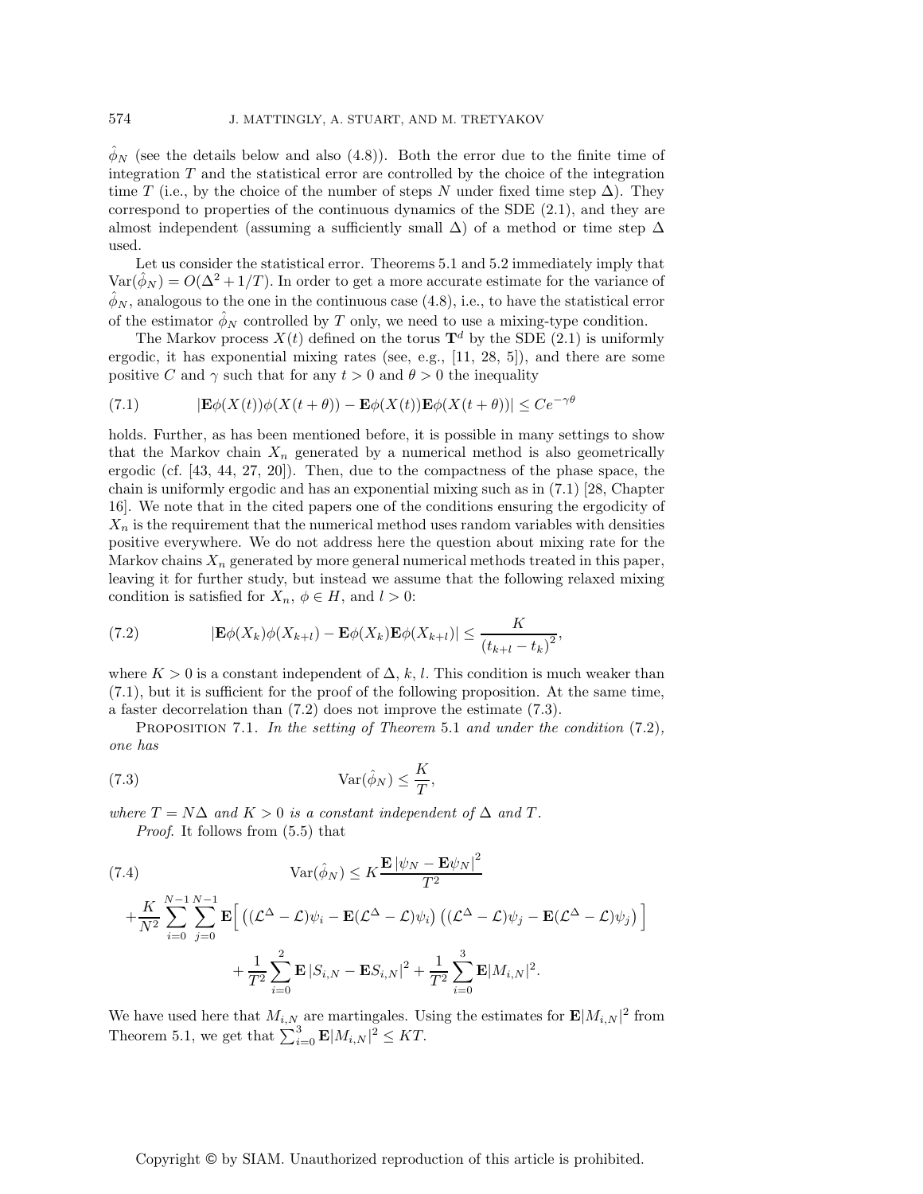$\hat{\phi}_N$ (see the details below and also (4.8)). Both the error due to the finite time of integration $T$ and the statistical error are controlled by the choice of the integration time $T$ (i.e., by the choice of the number of steps $N$ under fixed time step $\Delta$). They correspond to properties of the continuous dynamics of the SDE (2.1), and they are almost independent (assuming a sufficiently small $\Delta$) of a method or time step $\Delta$ used.

Let us consider the statistical error. Theorems 5.1 and 5.2 immediately imply that $\mathrm{Var}(\hat{\phi}_N) = O(\Delta^2 + 1/T)$. In order to get a more accurate estimate for the variance of $\hat{\phi}_N$, analogous to the one in the continuous case (4.8), i.e., to have the statistical error of the estimator $\hat{\phi}_N$ controlled by $T$ only, we need to use a mixing-type condition.

The Markov process $X(t)$ defined on the torus $\mathbf{T}^d$ by the SDE (2.1) is uniformly ergodic, it has exponential mixing rates (see, e.g., [11, 28, 5]), and there are some positive $C$ and $\gamma$ such that for any $t > 0$ and $\theta > 0$ the inequality

$$|\mathbf{E}\phi(X(t))\phi(X(t+\theta)) - \mathbf{E}\phi(X(t))\mathbf{E}\phi(X(t+\theta))| \leq Ce^{-\gamma\theta} \tag{7.1}$$

holds. Further, as has been mentioned before, it is possible in many settings to show that the Markov chain $X_n$ generated by a numerical method is also geometrically ergodic (cf. [43, 44, 27, 20]). Then, due to the compactness of the phase space, the chain is uniformly ergodic and has an exponential mixing such as in (7.1) [28, Chapter 16]. We note that in the cited papers one of the conditions ensuring the ergodicity of $X_n$ is the requirement that the numerical method uses random variables with densities positive everywhere. We do not address here the question about mixing rate for the Markov chains $X_n$ generated by more general numerical methods treated in this paper, leaving it for further study, but instead we assume that the following relaxed mixing condition is satisfied for $X_n$, $\phi \in H$, and $l > 0$:

$$|\mathbf{E}\phi(X_k)\phi(X_{k+l}) - \mathbf{E}\phi(X_k)\mathbf{E}\phi(X_{k+l})| \leq \frac{K}{(t_{k+l} - t_k)^2}, \tag{7.2}$$

where $K > 0$ is a constant independent of $\Delta$, $k$, $l$. This condition is much weaker than (7.1), but it is sufficient for the proof of the following proposition. At the same time, a faster decorrelation than (7.2) does not improve the estimate (7.3).

Proposition 7.1. *In the setting of Theorem* 5.1 *and under the condition* (7.2), *one has*

$$\mathrm{Var}(\hat{\phi}_N) \leq \frac{K}{T}, \tag{7.3}$$

*where $T = N\Delta$ and $K > 0$ is a constant independent of $\Delta$ and $T$.*

*Proof.* It follows from (5.5) that

$$\begin{aligned}\mathrm{Var}(\hat{\phi}_N) &\leq K\frac{\mathbf{E}\,|\psi_N - \mathbf{E}\psi_N|^2}{T^2} \\ &+ \frac{K}{N^2}\sum_{i=0}^{N-1}\sum_{j=0}^{N-1}\mathbf{E}\Big[\left((\mathcal{L}^\Delta - \mathcal{L})\psi_i - \mathbf{E}(\mathcal{L}^\Delta - \mathcal{L})\psi_i\right)\left((\mathcal{L}^\Delta - \mathcal{L})\psi_j - \mathbf{E}(\mathcal{L}^\Delta - \mathcal{L})\psi_j\right)\Big] \\ &+ \frac{1}{T^2}\sum_{i=0}^{2}\mathbf{E}\,|S_{i,N} - \mathbf{E}S_{i,N}|^2 + \frac{1}{T^2}\sum_{i=0}^{3}\mathbf{E}|M_{i,N}|^2.\end{aligned} \tag{7.4}$$

We have used here that $M_{i,N}$ are martingales. Using the estimates for $\mathbf{E}|M_{i,N}|^2$ from Theorem 5.1, we get that $\sum_{i=0}^{3}\mathbf{E}|M_{i,N}|^2 \leq KT$.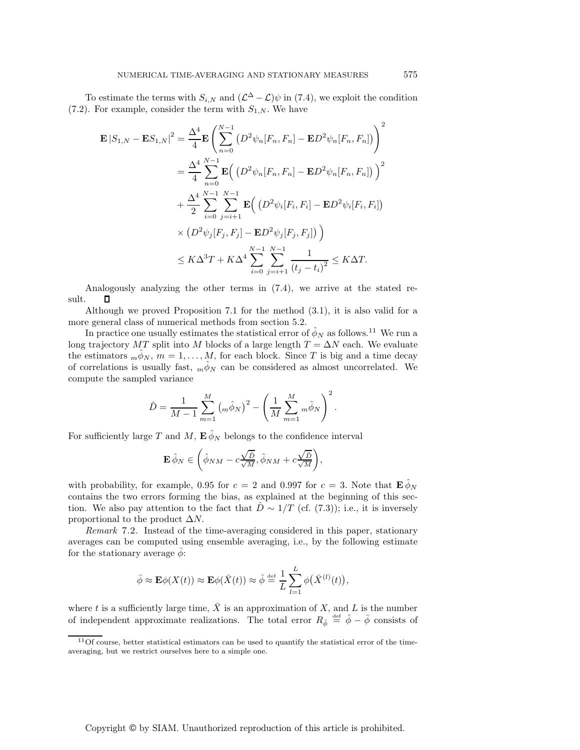To estimate the terms with $S_{i,N}$ and $(\mathcal{L}^\Delta - \mathcal{L})\psi$ in (7.4), we exploit the condition (7.2). For example, consider the term with $S_{1,N}$. We have

$$
\begin{aligned}
\mathbf{E}\left|S_{1,N} - \mathbf{E}S_{1,N}\right|^2 &= \frac{\Delta^4}{4}\mathbf{E}\left(\sum_{n=0}^{N-1}\left(D^2\psi_n[F_n,F_n] - \mathbf{E}D^2\psi_n[F_n,F_n]\right)\right)^2 \\
&= \frac{\Delta^4}{4}\sum_{n=0}^{N-1}\mathbf{E}\Big(\left(D^2\psi_n[F_n,F_n] - \mathbf{E}D^2\psi_n[F_n,F_n]\right)\Big)^2 \\
&\quad + \frac{\Delta^4}{2}\sum_{i=0}^{N-1}\sum_{j=i+1}^{N-1}\mathbf{E}\Big(\left(D^2\psi_i[F_i,F_i] - \mathbf{E}D^2\psi_i[F_i,F_i]\right) \\
&\quad \times \left(D^2\psi_j[F_j,F_j] - \mathbf{E}D^2\psi_j[F_j,F_j]\right)\Big) \\
&\leq K\Delta^3 T + K\Delta^4\sum_{i=0}^{N-1}\sum_{j=i+1}^{N-1}\frac{1}{(t_j - t_i)^2} \leq K\Delta T.
\end{aligned}
$$

Analogously analyzing the other terms in (7.4), we arrive at the stated result. ∎

Although we proved Proposition 7.1 for the method (3.1), it is also valid for a more general class of numerical methods from section 5.2.

In practice one usually estimates the statistical error of $\hat{\phi}_N$ as follows.[11] We run a long trajectory $MT$ split into $M$ blocks of a large length $T = \Delta N$ each. We evaluate the estimators ${}_m\hat{\phi}_N$, $m = 1, \ldots, M$, for each block. Since $T$ is big and a time decay of correlations is usually fast, ${}_m\hat{\phi}_N$ can be considered as almost uncorrelated. We compute the sampled variance

$$
\hat{D} = \frac{1}{M-1}\sum_{m=1}^{M}\left({}_m\hat{\phi}_N\right)^2 - \left(\frac{1}{M}\sum_{m=1}^{M}{}_m\hat{\phi}_N\right)^2.
$$

For sufficiently large $T$ and $M$, $\mathbf{E}\,\hat{\phi}_N$ belongs to the confidence interval

$$
\mathbf{E}\,\hat{\phi}_N \in \left(\hat{\phi}_{NM} - c\frac{\sqrt{\hat{D}}}{\sqrt{M}}, \hat{\phi}_{NM} + c\frac{\sqrt{\hat{D}}}{\sqrt{M}}\right),
$$

with probability, for example, 0.95 for $c = 2$ and 0.997 for $c = 3$. Note that $\mathbf{E}\,\hat{\phi}_N$ contains the two errors forming the bias, as explained at the beginning of this section. We also pay attention to the fact that $\hat{D} \sim 1/T$ (cf. (7.3)); i.e., it is inversely proportional to the product $\Delta N$.

*Remark* 7.2. Instead of the time-averaging considered in this paper, stationary averages can be computed using ensemble averaging, i.e., by the following estimate for the stationary average $\bar{\phi}$:

$$
\bar{\phi} \approx \mathbf{E}\phi(X(t)) \approx \mathbf{E}\phi(\bar{X}(t)) \approx \check{\phi} \stackrel{\text{def}}{=} \frac{1}{L}\sum_{l=1}^{L}\phi\big(\bar{X}^{(l)}(t)\big),
$$

where $t$ is a sufficiently large time, $\bar{X}$ is an approximation of $X$, and $L$ is the number of independent approximate realizations. The total error $R_{\check{\phi}} \stackrel{\text{def}}{=} \check{\phi} - \bar{\phi}$ consists of

[11] Of course, better statistical estimators can be used to quantify the statistical error of the time-averaging, but we restrict ourselves here to a simple one.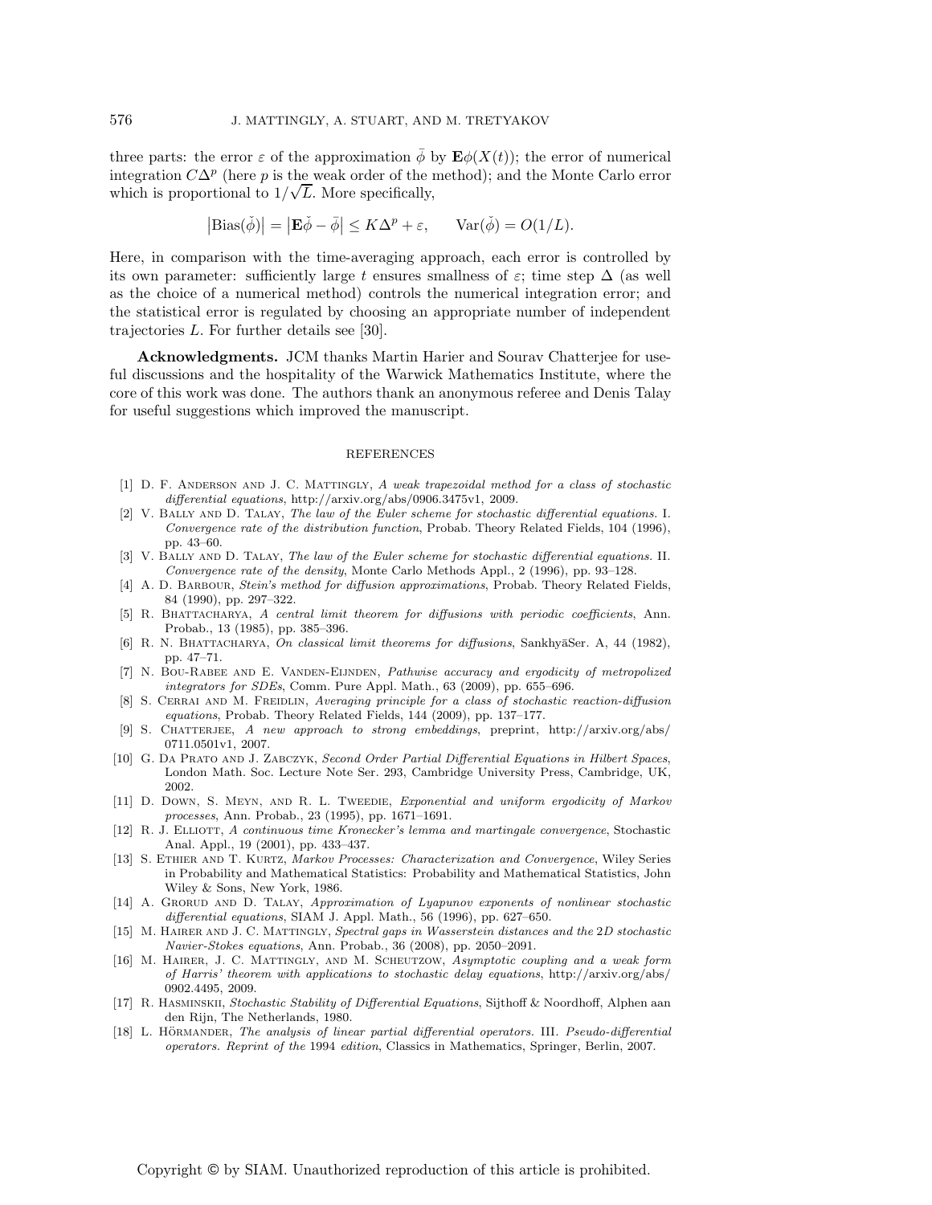three parts: the error $\varepsilon$ of the approximation $\bar{\phi}$ by $\mathbf{E}\phi(X(t))$; the error of numerical integration $C\Delta^p$ (here $p$ is the weak order of the method); and the Monte Carlo error which is proportional to $1/\sqrt{L}$. More specifically,

$$\left|\mathrm{Bias}(\check{\phi})\right| = \left|\mathbf{E}\check{\phi} - \bar{\phi}\right| \leq K\Delta^p + \varepsilon, \qquad \mathrm{Var}(\check{\phi}) = O(1/L).$$

Here, in comparison with the time-averaging approach, each error is controlled by its own parameter: sufficiently large $t$ ensures smallness of $\varepsilon$; time step $\Delta$ (as well as the choice of a numerical method) controls the numerical integration error; and the statistical error is regulated by choosing an appropriate number of independent trajectories $L$. For further details see [30].

**Acknowledgments.** JCM thanks Martin Harier and Sourav Chatterjee for useful discussions and the hospitality of the Warwick Mathematics Institute, where the core of this work was done. The authors thank an anonymous referee and Denis Talay for useful suggestions which improved the manuscript.

## REFERENCES

[1] D. F. Anderson and J. C. Mattingly, *A weak trapezoidal method for a class of stochastic differential equations*, http://arxiv.org/abs/0906.3475v1, 2009.

[2] V. Bally and D. Talay, *The law of the Euler scheme for stochastic differential equations.* I. *Convergence rate of the distribution function*, Probab. Theory Related Fields, 104 (1996), pp. 43–60.

[3] V. Bally and D. Talay, *The law of the Euler scheme for stochastic differential equations.* II. *Convergence rate of the density*, Monte Carlo Methods Appl., 2 (1996), pp. 93–128.

[4] A. D. Barbour, *Stein's method for diffusion approximations*, Probab. Theory Related Fields, 84 (1990), pp. 297–322.

[5] R. Bhattacharya, *A central limit theorem for diffusions with periodic coefficients*, Ann. Probab., 13 (1985), pp. 385–396.

[6] R. N. Bhattacharya, *On classical limit theorems for diffusions*, SankhyāSer. A, 44 (1982), pp. 47–71.

[7] N. Bou-Rabee and E. Vanden-Eijnden, *Pathwise accuracy and ergodicity of metropolized integrators for SDEs*, Comm. Pure Appl. Math., 63 (2009), pp. 655–696.

[8] S. Cerrai and M. Freidlin, *Averaging principle for a class of stochastic reaction-diffusion equations*, Probab. Theory Related Fields, 144 (2009), pp. 137–177.

[9] S. Chatterjee, *A new approach to strong embeddings*, preprint, http://arxiv.org/abs/0711.0501v1, 2007.

[10] G. Da Prato and J. Zabczyk, *Second Order Partial Differential Equations in Hilbert Spaces*, London Math. Soc. Lecture Note Ser. 293, Cambridge University Press, Cambridge, UK, 2002.

[11] D. Down, S. Meyn, and R. L. Tweedie, *Exponential and uniform ergodicity of Markov processes*, Ann. Probab., 23 (1995), pp. 1671–1691.

[12] R. J. Elliott, *A continuous time Kronecker's lemma and martingale convergence*, Stochastic Anal. Appl., 19 (2001), pp. 433–437.

[13] S. Ethier and T. Kurtz, *Markov Processes: Characterization and Convergence*, Wiley Series in Probability and Mathematical Statistics: Probability and Mathematical Statistics, John Wiley & Sons, New York, 1986.

[14] A. Grorud and D. Talay, *Approximation of Lyapunov exponents of nonlinear stochastic differential equations*, SIAM J. Appl. Math., 56 (1996), pp. 627–650.

[15] M. Hairer and J. C. Mattingly, *Spectral gaps in Wasserstein distances and the* 2*D stochastic Navier-Stokes equations*, Ann. Probab., 36 (2008), pp. 2050–2091.

[16] M. Hairer, J. C. Mattingly, and M. Scheutzow, *Asymptotic coupling and a weak form of Harris' theorem with applications to stochastic delay equations*, http://arxiv.org/abs/0902.4495, 2009.

[17] R. Hasminskii, *Stochastic Stability of Differential Equations*, Sijthoff & Noordhoff, Alphen aan den Rijn, The Netherlands, 1980.

[18] L. Hörmander, *The analysis of linear partial differential operators.* III. *Pseudo-differential operators. Reprint of the* 1994 *edition*, Classics in Mathematics, Springer, Berlin, 2007.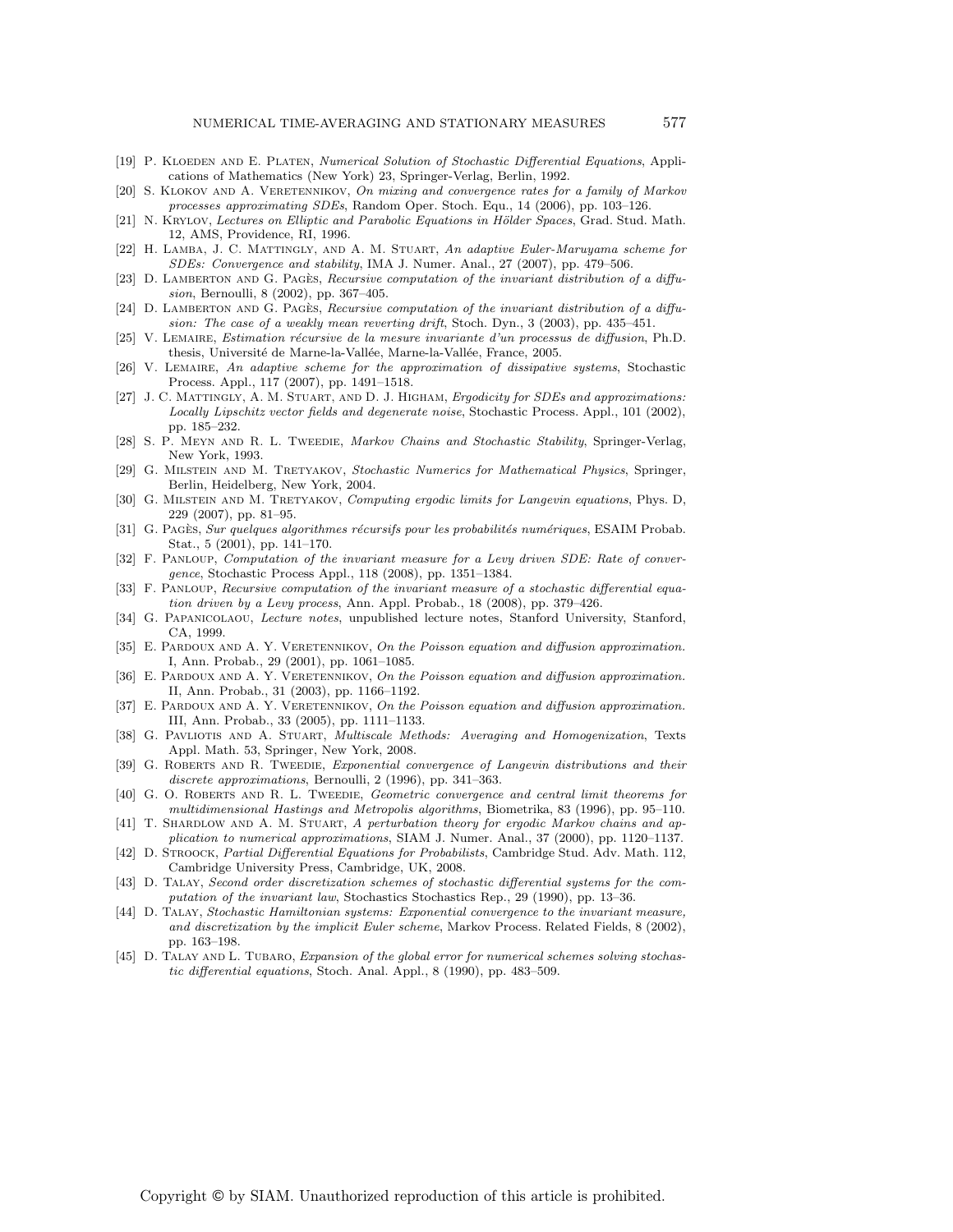[19] P. Kloeden and E. Platen, *Numerical Solution of Stochastic Differential Equations*, Applications of Mathematics (New York) 23, Springer-Verlag, Berlin, 1992.

[20] S. Klokov and A. Veretennikov, *On mixing and convergence rates for a family of Markov processes approximating SDEs*, Random Oper. Stoch. Equ., 14 (2006), pp. 103–126.

[21] N. Krylov, *Lectures on Elliptic and Parabolic Equations in Hölder Spaces*, Grad. Stud. Math. 12, AMS, Providence, RI, 1996.

[22] H. Lamba, J. C. Mattingly, and A. M. Stuart, *An adaptive Euler-Maruyama scheme for SDEs: Convergence and stability*, IMA J. Numer. Anal., 27 (2007), pp. 479–506.

[23] D. Lamberton and G. Pagès, *Recursive computation of the invariant distribution of a diffusion*, Bernoulli, 8 (2002), pp. 367–405.

[24] D. Lamberton and G. Pagès, *Recursive computation of the invariant distribution of a diffusion: The case of a weakly mean reverting drift*, Stoch. Dyn., 3 (2003), pp. 435–451.

[25] V. Lemaire, *Estimation récursive de la mesure invariante d'un processus de diffusion*, Ph.D. thesis, Université de Marne-la-Vallée, Marne-la-Vallée, France, 2005.

[26] V. Lemaire, *An adaptive scheme for the approximation of dissipative systems*, Stochastic Process. Appl., 117 (2007), pp. 1491–1518.

[27] J. C. Mattingly, A. M. Stuart, and D. J. Higham, *Ergodicity for SDEs and approximations: Locally Lipschitz vector fields and degenerate noise*, Stochastic Process. Appl., 101 (2002), pp. 185–232.

[28] S. P. Meyn and R. L. Tweedie, *Markov Chains and Stochastic Stability*, Springer-Verlag, New York, 1993.

[29] G. Milstein and M. Tretyakov, *Stochastic Numerics for Mathematical Physics*, Springer, Berlin, Heidelberg, New York, 2004.

[30] G. Milstein and M. Tretyakov, *Computing ergodic limits for Langevin equations*, Phys. D, 229 (2007), pp. 81–95.

[31] G. Pagès, *Sur quelques algorithmes récursifs pour les probabilités numériques*, ESAIM Probab. Stat., 5 (2001), pp. 141–170.

[32] F. Panloup, *Computation of the invariant measure for a Levy driven SDE: Rate of convergence*, Stochastic Process Appl., 118 (2008), pp. 1351–1384.

[33] F. Panloup, *Recursive computation of the invariant measure of a stochastic differential equation driven by a Levy process*, Ann. Appl. Probab., 18 (2008), pp. 379–426.

[34] G. Papanicolaou, *Lecture notes*, unpublished lecture notes, Stanford University, Stanford, CA, 1999.

[35] E. Pardoux and A. Y. Veretennikov, *On the Poisson equation and diffusion approximation. I*, Ann. Probab., 29 (2001), pp. 1061–1085.

[36] E. Pardoux and A. Y. Veretennikov, *On the Poisson equation and diffusion approximation. II*, Ann. Probab., 31 (2003), pp. 1166–1192.

[37] E. Pardoux and A. Y. Veretennikov, *On the Poisson equation and diffusion approximation. III*, Ann. Probab., 33 (2005), pp. 1111–1133.

[38] G. Pavliotis and A. Stuart, *Multiscale Methods: Averaging and Homogenization*, Texts Appl. Math. 53, Springer, New York, 2008.

[39] G. Roberts and R. Tweedie, *Exponential convergence of Langevin distributions and their discrete approximations*, Bernoulli, 2 (1996), pp. 341–363.

[40] G. O. Roberts and R. L. Tweedie, *Geometric convergence and central limit theorems for multidimensional Hastings and Metropolis algorithms*, Biometrika, 83 (1996), pp. 95–110.

[41] T. Shardlow and A. M. Stuart, *A perturbation theory for ergodic Markov chains and application to numerical approximations*, SIAM J. Numer. Anal., 37 (2000), pp. 1120–1137.

[42] D. Stroock, *Partial Differential Equations for Probabilists*, Cambridge Stud. Adv. Math. 112, Cambridge University Press, Cambridge, UK, 2008.

[43] D. Talay, *Second order discretization schemes of stochastic differential systems for the computation of the invariant law*, Stochastics Stochastics Rep., 29 (1990), pp. 13–36.

[44] D. Talay, *Stochastic Hamiltonian systems: Exponential convergence to the invariant measure, and discretization by the implicit Euler scheme*, Markov Process. Related Fields, 8 (2002), pp. 163–198.

[45] D. Talay and L. Tubaro, *Expansion of the global error for numerical schemes solving stochastic differential equations*, Stoch. Anal. Appl., 8 (1990), pp. 483–509.